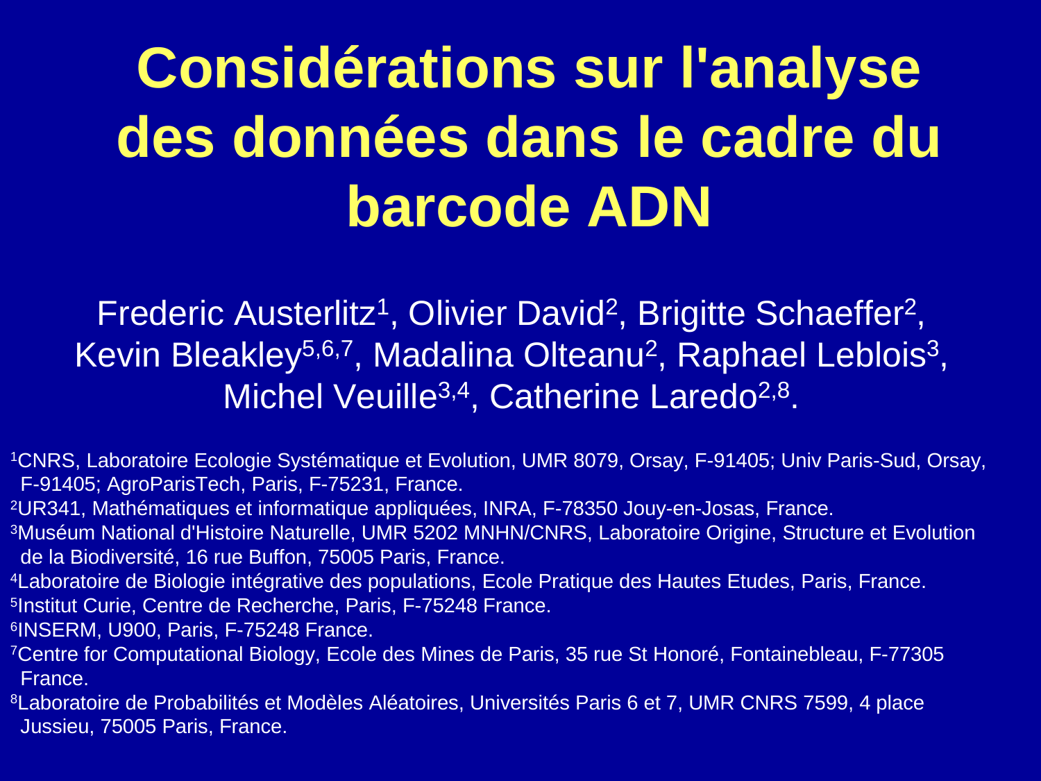# Considérations sur l'analyse des données dans le cadre du barcode ADN

Frederic Austerlitz[1], Olivier David[2], Brigitte Schaeffer[2], Kevin Bleakley[5,6,7], Madalina Olteanu[2], Raphael Leblois[3], Michel Veuille[3,4], Catherine Laredo[2,8].

[1]CNRS, Laboratoire Ecologie Systématique et Evolution, UMR 8079, Orsay, F-91405; Univ Paris-Sud, Orsay, F-91405; AgroParisTech, Paris, F-75231, France.

[2]UR341, Mathématiques et informatique appliquées, INRA, F-78350 Jouy-en-Josas, France.

[3]Muséum National d'Histoire Naturelle, UMR 5202 MNHN/CNRS, Laboratoire Origine, Structure et Evolution de la Biodiversité, 16 rue Buffon, 75005 Paris, France.

[4]Laboratoire de Biologie intégrative des populations, Ecole Pratique des Hautes Etudes, Paris, France.

[5]Institut Curie, Centre de Recherche, Paris, F-75248 France.

[6]INSERM, U900, Paris, F-75248 France.

[7]Centre for Computational Biology, Ecole des Mines de Paris, 35 rue St Honoré, Fontainebleau, F-77305 France.

[8]Laboratoire de Probabilités et Modèles Aléatoires, Universités Paris 6 et 7, UMR CNRS 7599, 4 place Jussieu, 75005 Paris, France.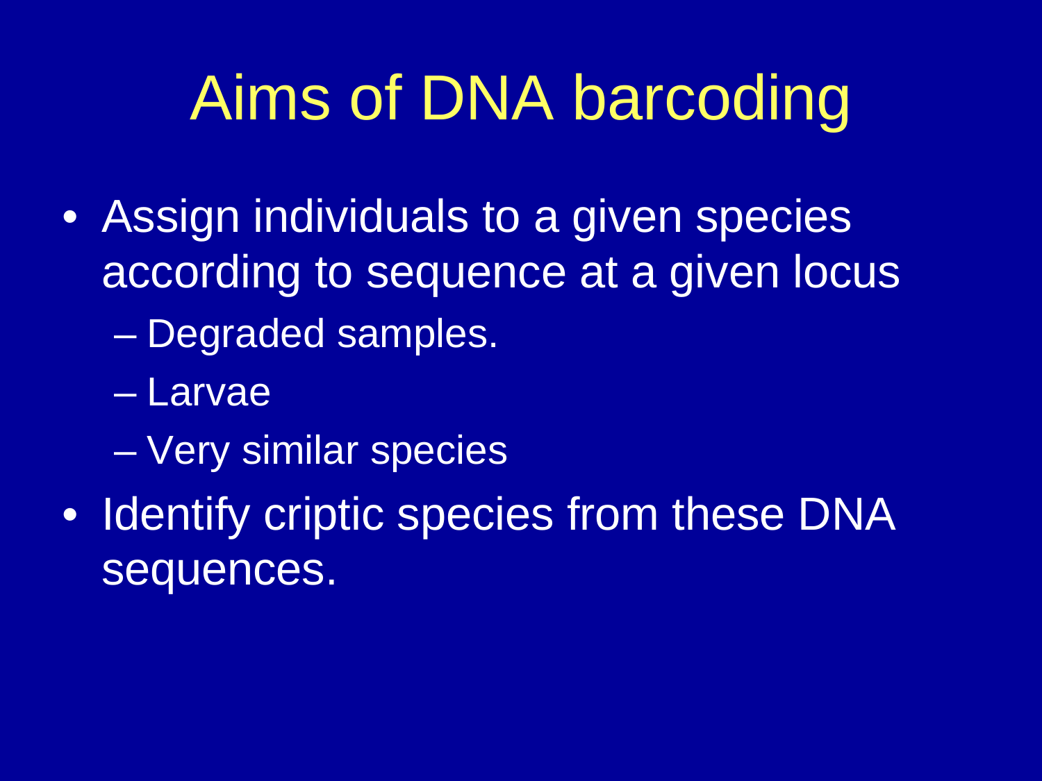# Aims of DNA barcoding

- Assign individuals to a given species according to sequence at a given locus
  - Degraded samples.
  - Larvae
  - Very similar species
- Identify criptic species from these DNA sequences.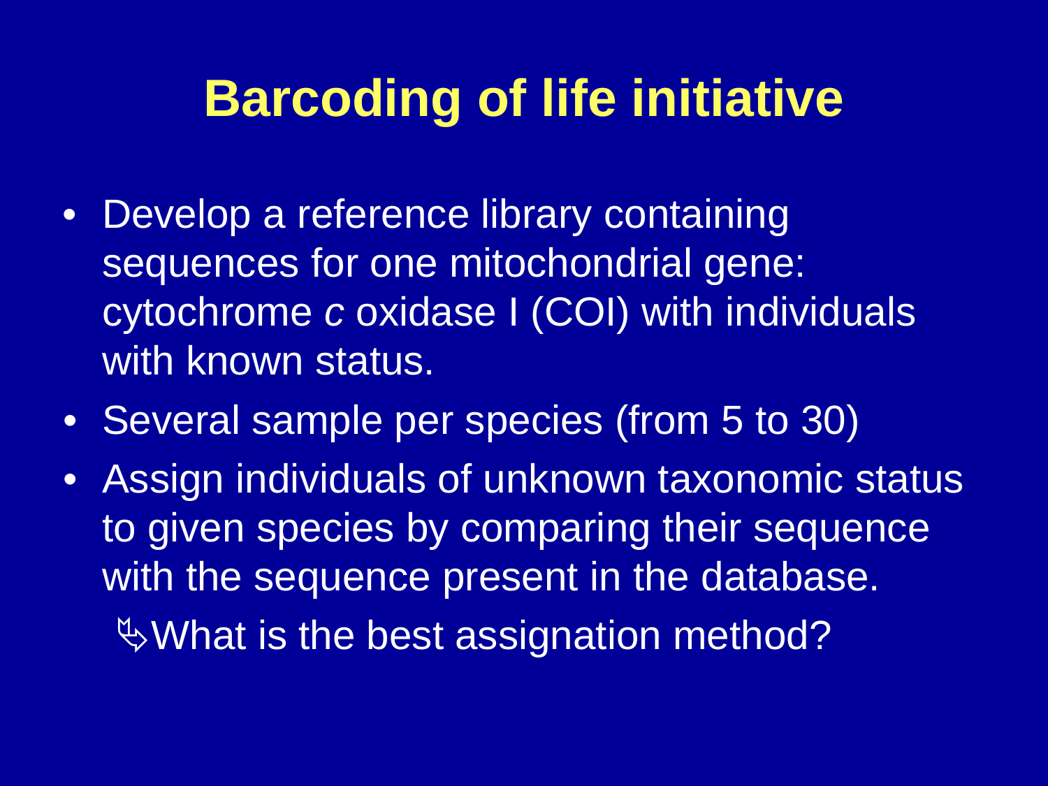# Barcoding of life initiative

- Develop a reference library containing sequences for one mitochondrial gene: cytochrome *c* oxidase I (COI) with individuals with known status.
- Several sample per species (from 5 to 30)
- Assign individuals of unknown taxonomic status to given species by comparing their sequence with the sequence present in the database.

  ⇘What is the best assignation method?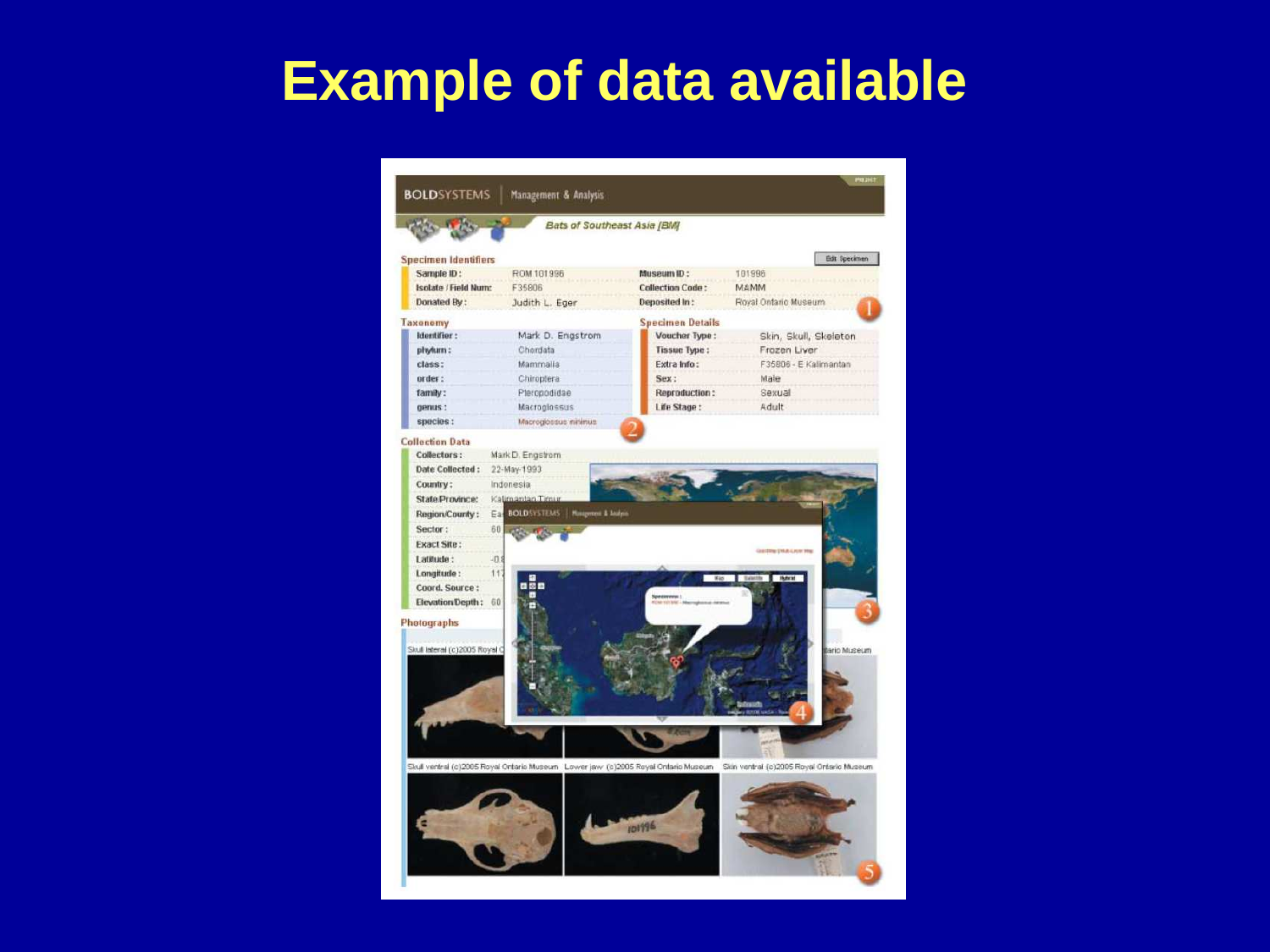# Example of data available

BOLDSYSTEMS | Management & Analysis

*Bats of Southeast Asia [BM]*

**Specimen Identifiers**

| | | | |
|---|---|---|---|
| Sample ID: | ROM 101996 | Museum ID: | 101996 |
| Isolate / Field Num: | F35806 | Collection Code: | MAMM |
| Donated By: | Judith L. Eger | Deposited In: | Royal Ontario Museum |

**Taxonomy**

| | |
|---|---|
| Identifier: | Mark D. Engstrom |
| phylum: | Chordata |
| class: | Mammalia |
| order: | Chiroptera |
| family: | Pteropodidae |
| genus: | Macroglossus |
| species: | Macroglossus minimus |

**Specimen Details**

| | |
|---|---|
| Voucher Type: | Skin, Skull, Skeleton |
| Tissue Type: | Frozen Liver |
| Extra Info: | F35806 - E Kalimantan |
| Sex: | Male |
| Reproduction: | Sexual |
| Life Stage: | Adult |

**Collection Data**

| | |
|---|---|
| Collectors: | Mark D. Engstrom |
| Date Collected: | 22-May-1993 |
| Country: | Indonesia |
| State/Province: | Kalimantan Timur |
| Region/County: | |
| Sector: | |
| Exact Site: | |
| Latitude: | |
| Longitude: | |
| Coord. Source: | |
| Elevation/Depth: | |

**Photographs**

Skull lateral (c)2005 Royal Ontario Museum

Skull ventral (c)2005 Royal Ontario Museum

Lower jaw (c)2005 Royal Ontario Museum

Skin ventral (c)2005 Royal Ontario Museum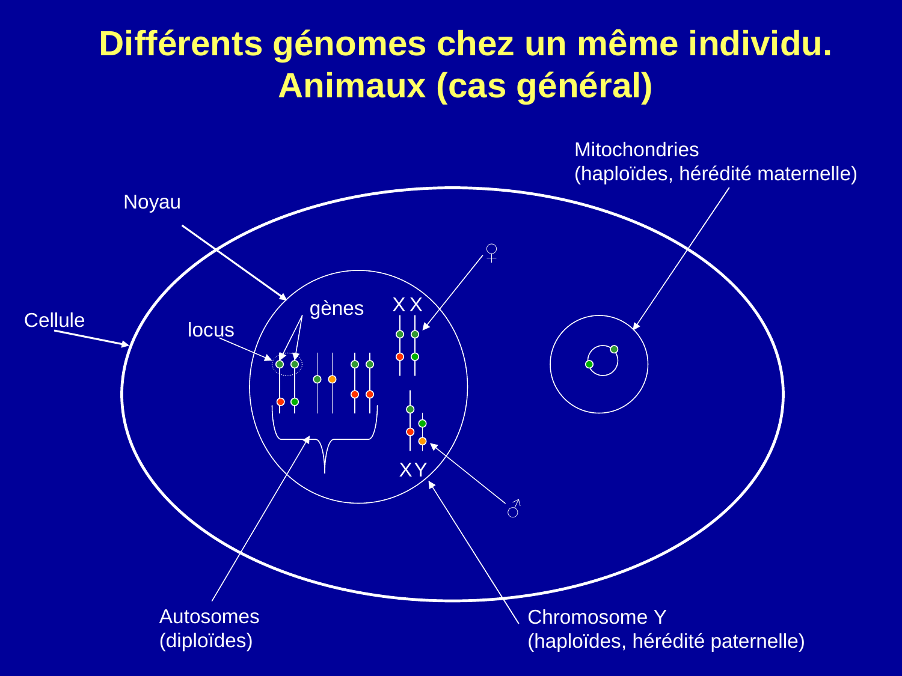# Différents génomes chez un même individu. Animaux (cas général)

Mitochondries
(haploïdes, hérédité maternelle)

Noyau

Cellule

locus

gènes

X X

♀

X Y

♂

Autosomes
(diploïdes)

Chromosome Y
(haploïdes, hérédité paternelle)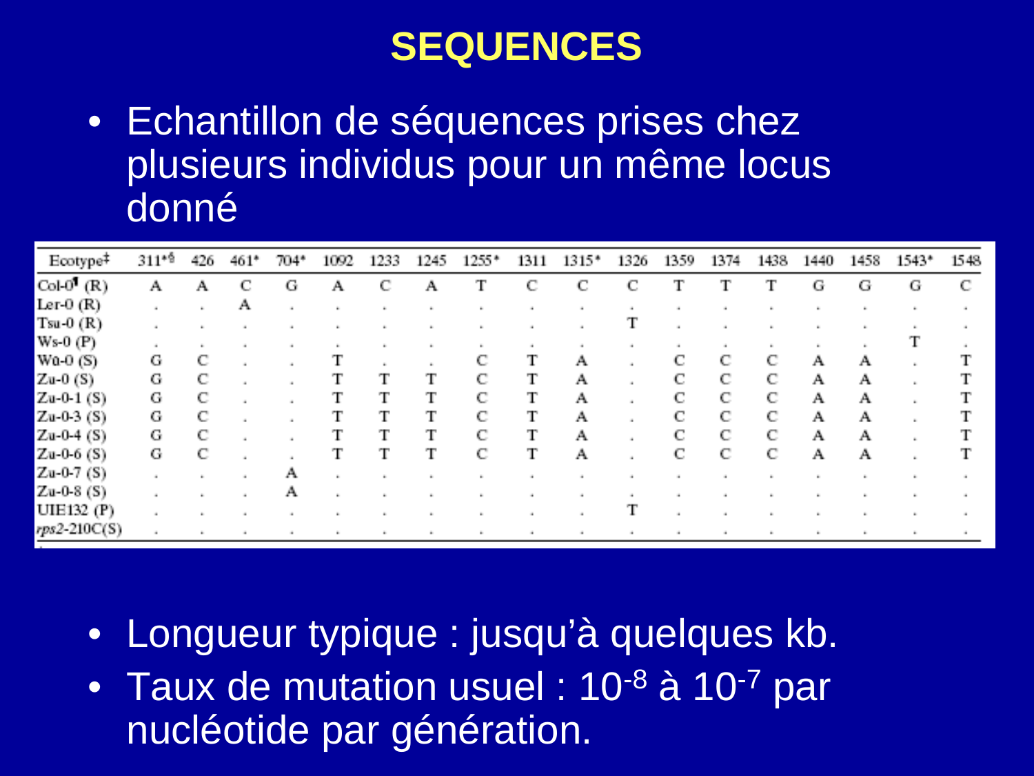# SEQUENCES

- Echantillon de séquences prises chez plusieurs individus pour un même locus donné

| Ecotype‡ | 311*§ | 426 | 461* | 704* | 1092 | 1233 | 1245 | 1255* | 1311 | 1315* | 1326 | 1359 | 1374 | 1438 | 1440 | 1458 | 1543* | 1548 |
|---|---|---|---|---|---|---|---|---|---|---|---|---|---|---|---|---|---|---|
| Col-0¶ (R) | A | A | C | G | A | C | A | T | C | C | C | T | T | T | G | G | G | C |
| Ler-0 (R) | . | . | A | . | . | . | . | . | . | . | . | . | . | . | . | . | . | . |
| Tsu-0 (R) | . | . | . | . | . | . | . | . | . | . | T | . | . | . | . | . | . | . |
| Ws-0 (P) | . | . | . | . | . | . | . | . | . | . | . | . | . | . | . | . | T | . |
| Wü-0 (S) | G | C | . | . | T | . | . | C | T | A | . | C | C | C | A | A | . | T |
| Zu-0 (S) | G | C | . | . | T | T | T | C | T | A | . | C | C | C | A | A | . | T |
| Zu-0-1 (S) | G | C | . | . | T | T | T | C | T | A | . | C | C | C | A | A | . | T |
| Zu-0-3 (S) | G | C | . | . | T | T | T | C | T | A | . | C | C | C | A | A | . | T |
| Zu-0-4 (S) | G | C | . | . | T | T | T | C | T | A | . | C | C | C | A | A | . | T |
| Zu-0-6 (S) | G | C | . | . | T | T | T | C | T | A | . | C | C | C | A | A | . | T |
| Zu-0-7 (S) | . | . | . | A | . | . | . | . | . | . | . | . | . | . | . | . | . | . |
| Zu-0-8 (S) | . | . | . | A | . | . | . | . | . | . | . | . | . | . | . | . | . | . |
| UIE132 (P) | . | . | . | . | . | . | . | . | . | . | T | . | . | . | . | . | . | . |
| *rps2*-210C(S) | . | . | . | . | . | . | . | . | . | . | . | . | . | . | . | . | . | . |

- Longueur typique : jusqu'à quelques kb.
- Taux de mutation usuel : $10^{-8}$ à $10^{-7}$ par nucléotide par génération.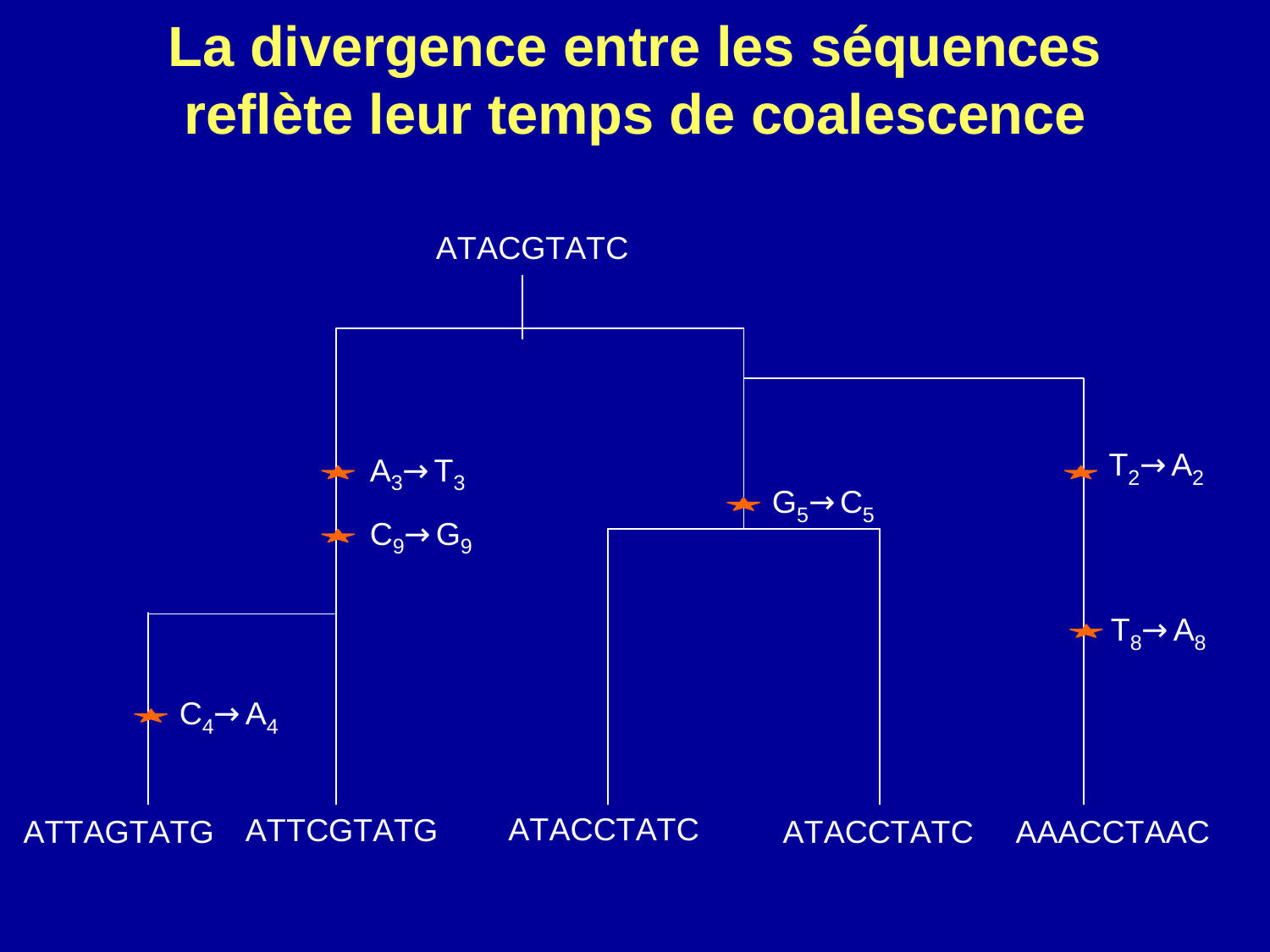# La divergence entre les séquences reflète leur temps de coalescence

ATACGTATC

$A_3 \rightarrow T_3$

$C_9 \rightarrow G_9$

$G_5 \rightarrow C_5$

$T_2 \rightarrow A_2$

$T_8 \rightarrow A_8$

$C_4 \rightarrow A_4$

ATTAGTATG ATTCGTATG ATACCTATC ATACCTATC AAACCTAAC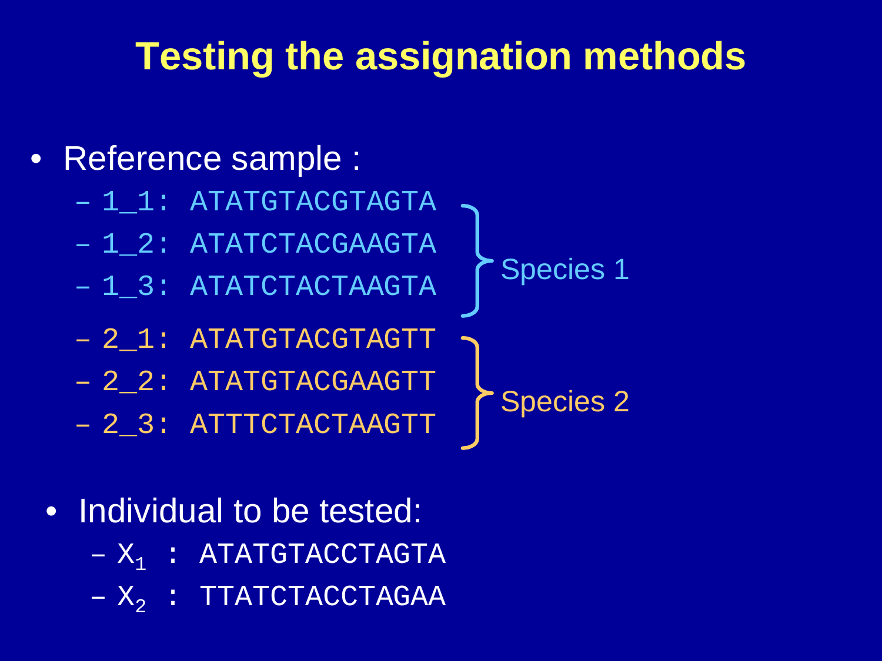# Testing the assignation methods

- Reference sample :
  - 1_1: ATATGTACGTAGTA
  - 1_2: ATATCTACGAAGTA
  - 1_3: ATATCTACTAAGTA

  } Species 1

  - 2_1: ATATGTACGTAGTT
  - 2_2: ATATGTACGAAGTT
  - 2_3: ATTTCTACTAAGTT

  } Species 2

- Individual to be tested:
  - $X_1$ : ATATGTACCTAGTA
  - $X_2$ : TTATCTACCTAGAA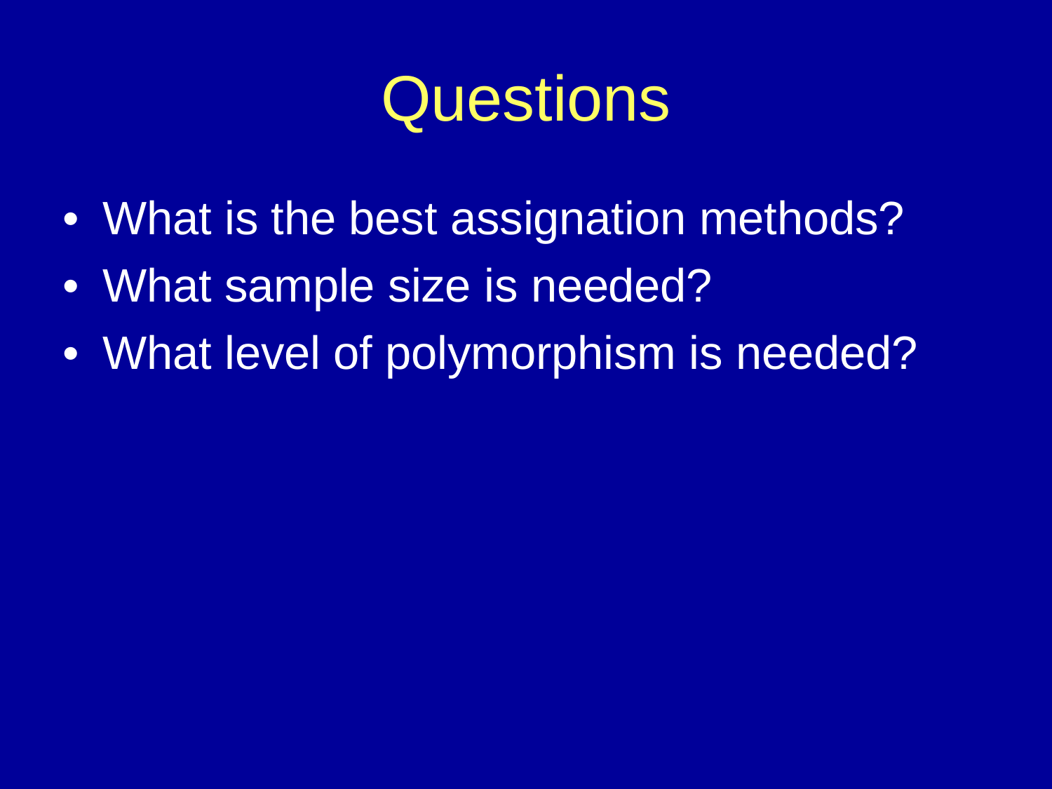# Questions

- What is the best assignation methods?
- What sample size is needed?
- What level of polymorphism is needed?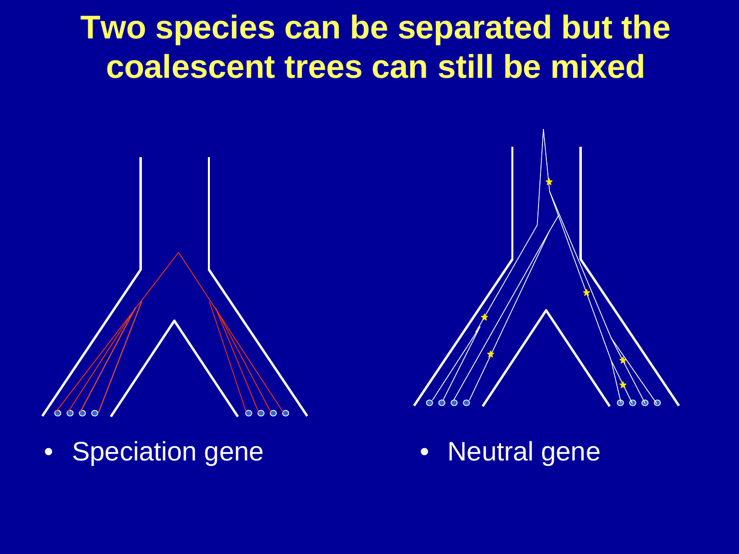# Two species can be separated but the coalescent trees can still be mixed

- Speciation gene
- Neutral gene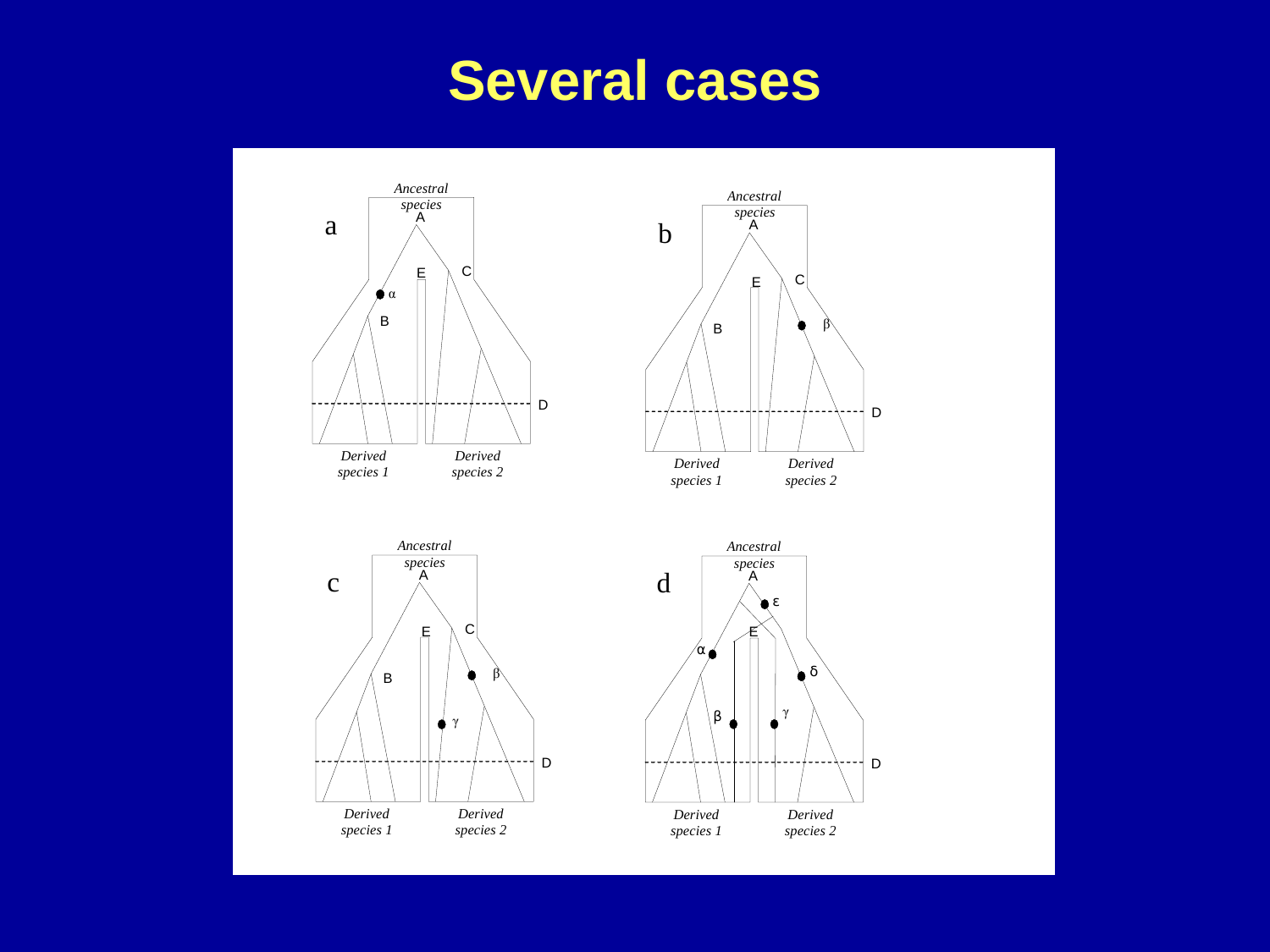# Several cases

a

Ancestral species

A

B

C

E

D

α

*Derived species 1*

*Derived species 2*

b

Ancestral species

A

B

C

E

D

β

*Derived species 1*

*Derived species 2*

c

Ancestral species

A

B

C

E

D

β

γ

*Derived species 1*

*Derived species 2*

d

Ancestral species

A

E

D

α

β

γ

δ

ε

*Derived species 1*

*Derived species 2*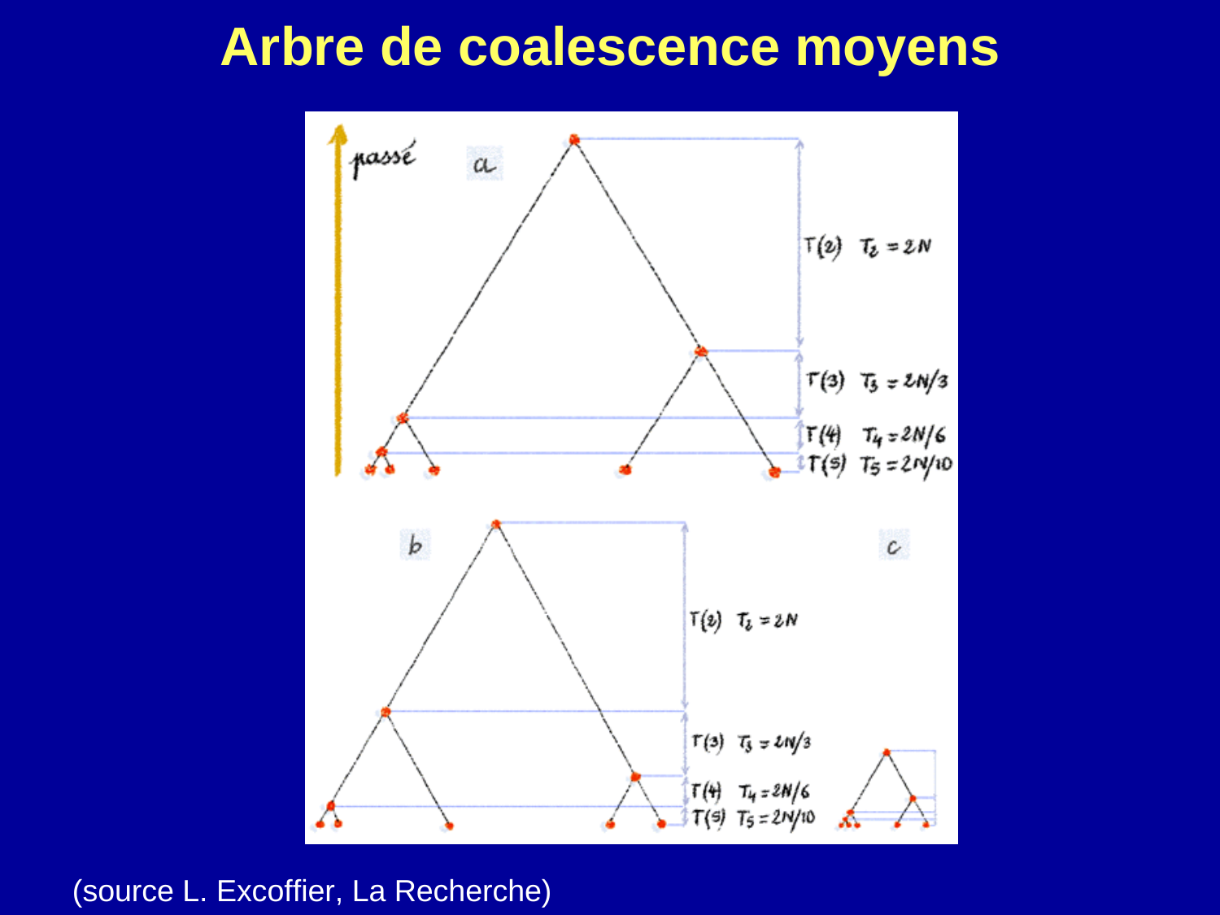# Arbre de coalescence moyens

(source L. Excoffier, La Recherche)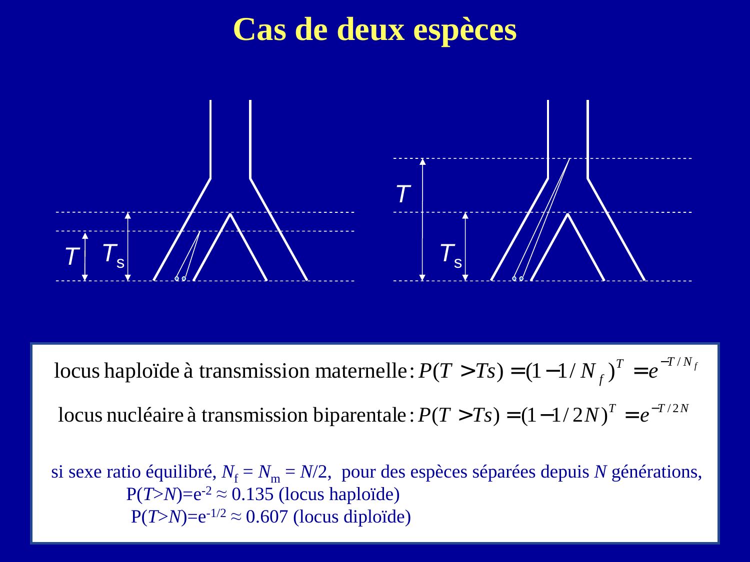# Cas de deux espèces

locus haploïde à transmission maternelle : $P(T > Ts) = (1 - 1/N_f)^T = e^{-T/N_f}$

locus nucléaire à transmission biparentale : $P(T > Ts) = (1 - 1/2N)^T = e^{-T/2N}$

si sexe ratio équilibré, $N_f = N_m = N/2$, pour des espèces séparées depuis $N$ générations,

$P(T>N) = e^{-2} \approx 0.135$ (locus haploïde)

$P(T>N) = e^{-1/2} \approx 0.607$ (locus diploïde)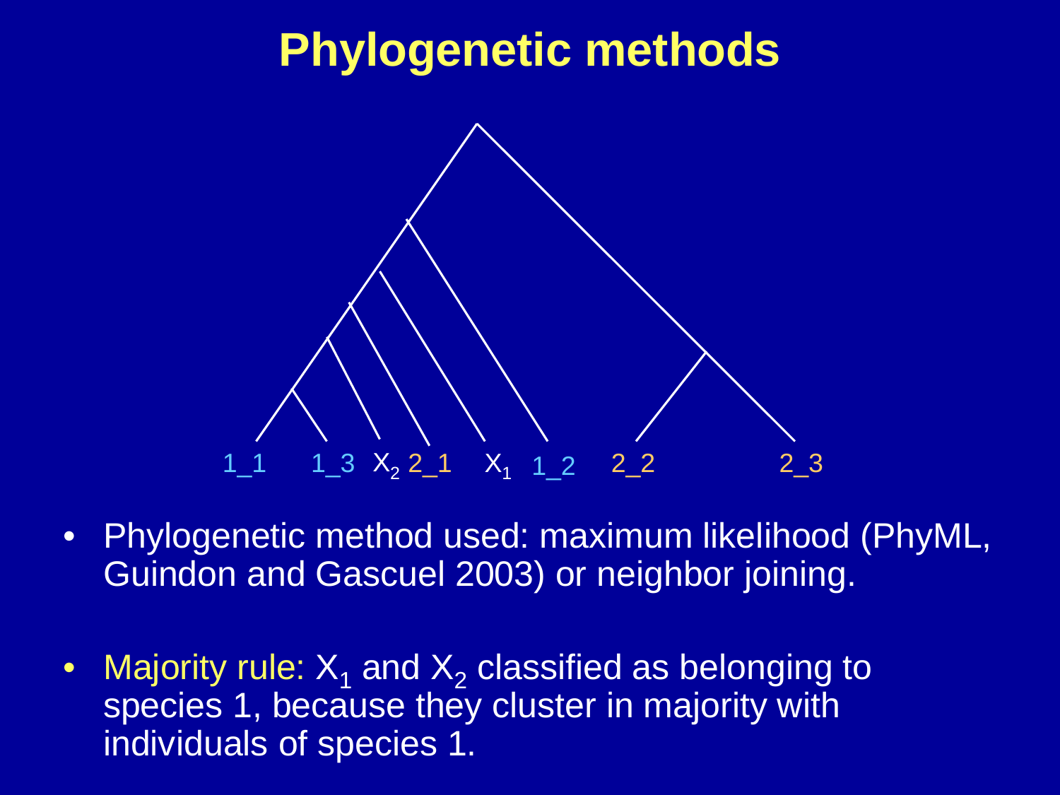# Phylogenetic methods

1_1 1_3 $X_2$ 2_1 $X_1$ 1_2 2_2 2_3

- Phylogenetic method used: maximum likelihood (PhyML, Guindon and Gascuel 2003) or neighbor joining.

- Majority rule: $X_1$ and $X_2$ classified as belonging to species 1, because they cluster in majority with individuals of species 1.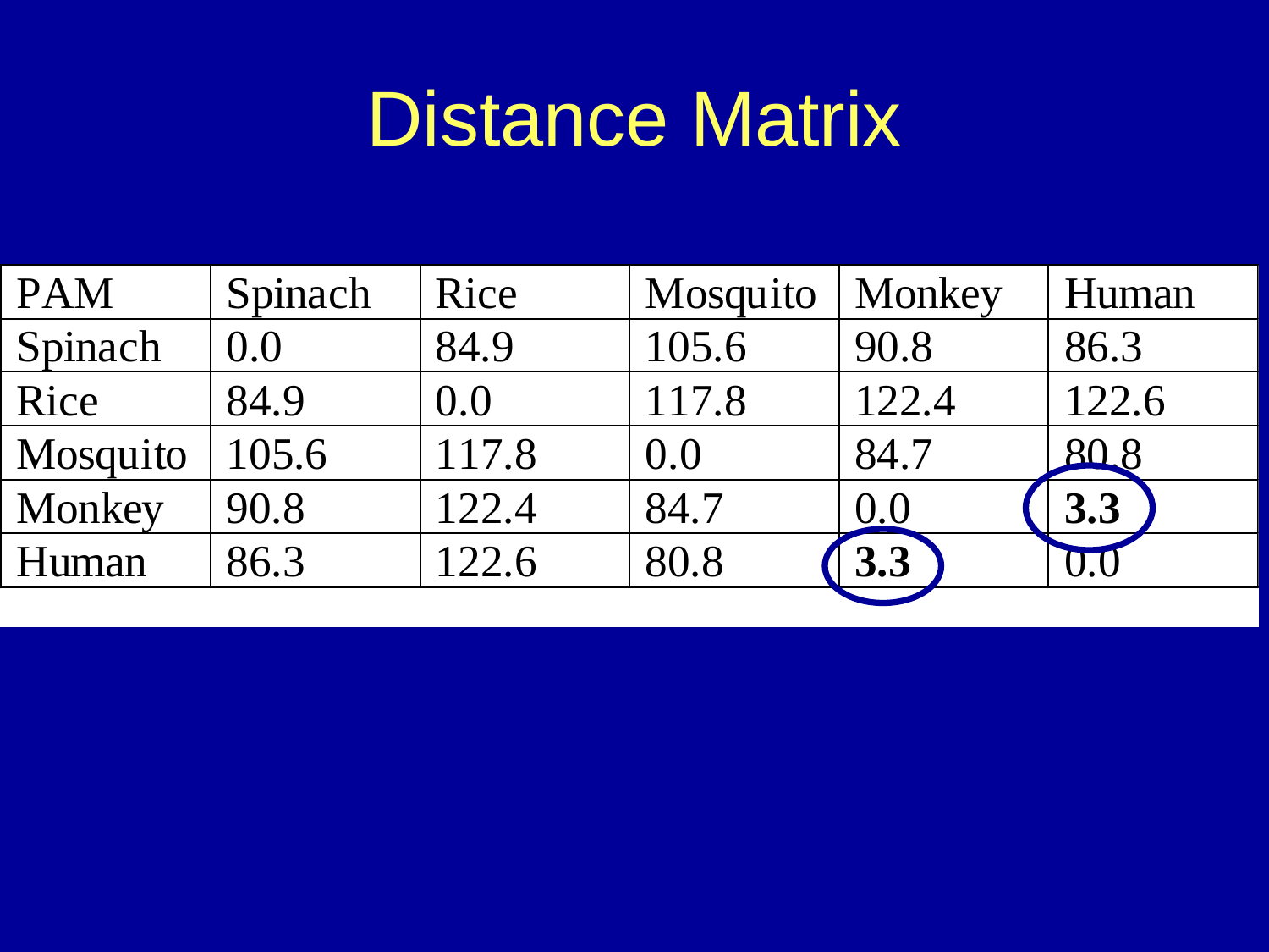# Distance Matrix

| PAM | Spinach | Rice | Mosquito | Monkey | Human |
|---|---|---|---|---|---|
| Spinach | 0.0 | 84.9 | 105.6 | 90.8 | 86.3 |
| Rice | 84.9 | 0.0 | 117.8 | 122.4 | 122.6 |
| Mosquito | 105.6 | 117.8 | 0.0 | 84.7 | 80.8 |
| Monkey | 90.8 | 122.4 | 84.7 | 0.0 | **3.3** |
| Human | 86.3 | 122.6 | 80.8 | **3.3** | 0.0 |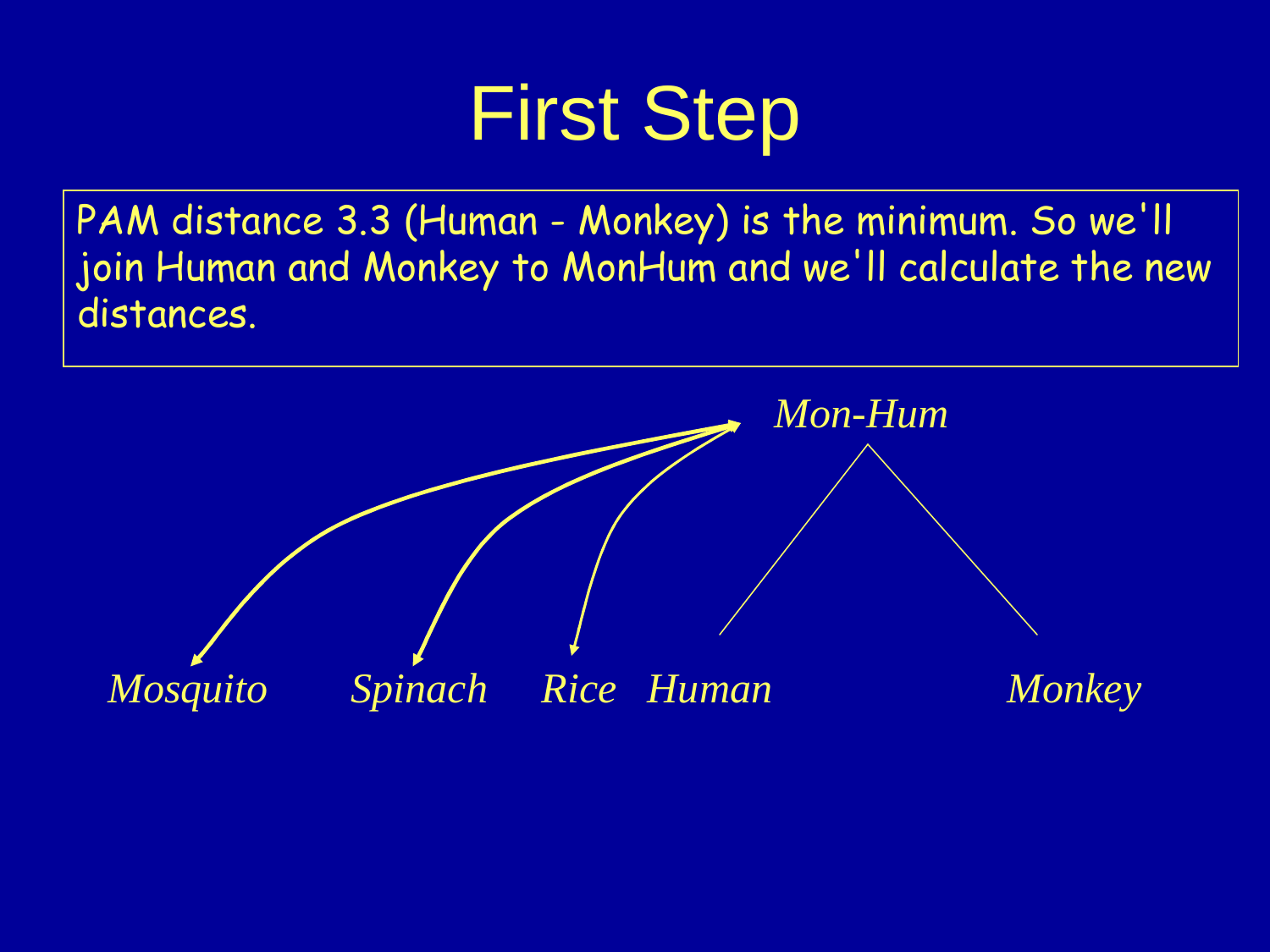# First Step

PAM distance 3.3 (Human - Monkey) is the minimum. So we'll join Human and Monkey to MonHum and we'll calculate the new distances.

*Mon-Hum*

*Mosquito* *Spinach* *Rice* *Human* *Monkey*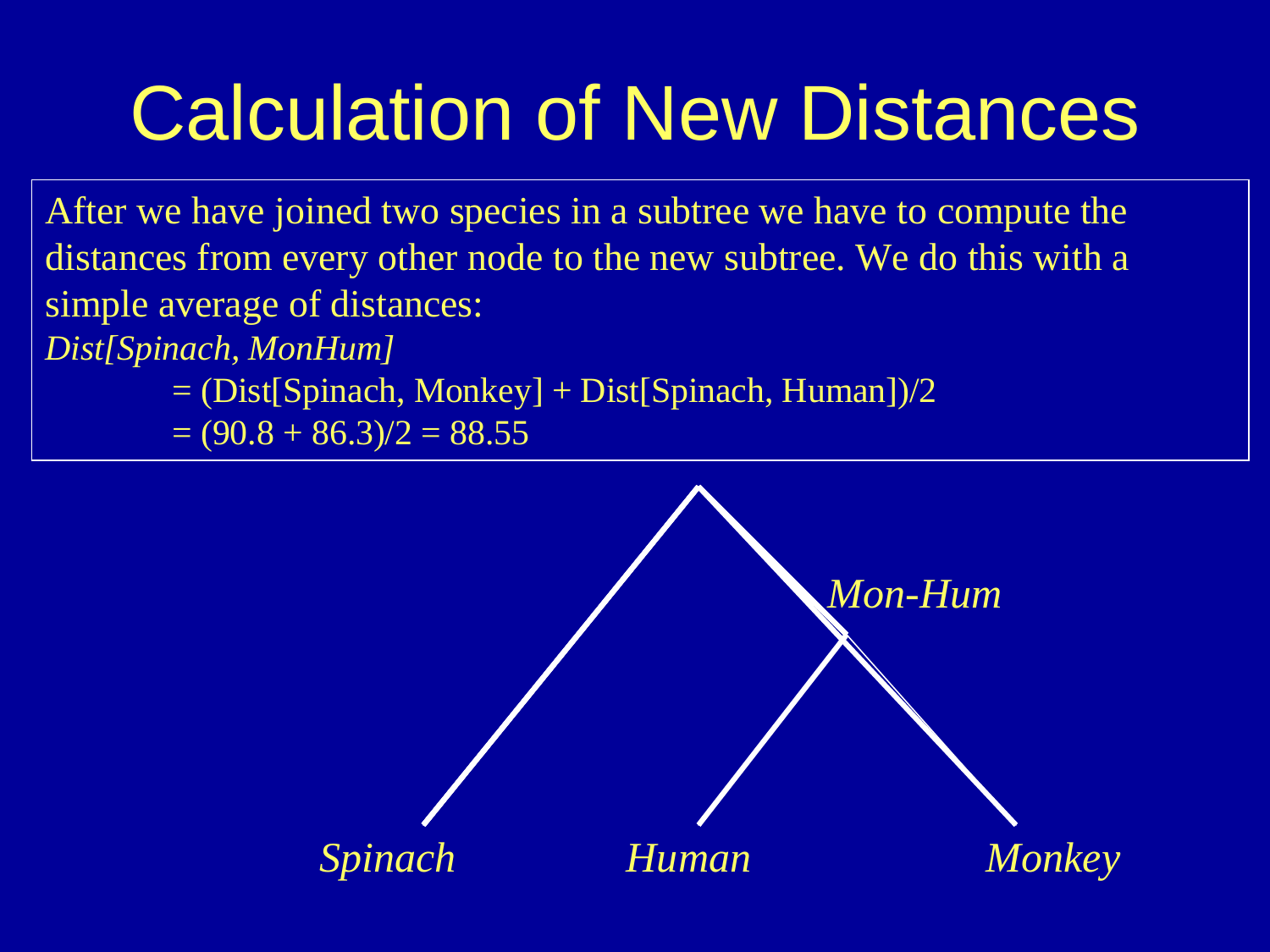# Calculation of New Distances

After we have joined two species in a subtree we have to compute the distances from every other node to the new subtree. We do this with a simple average of distances:

*Dist[Spinach, MonHum]*

= (Dist[Spinach, Monkey] + Dist[Spinach, Human])/2

= (90.8 + 86.3)/2 = 88.55

*Mon-Hum*

*Spinach* *Human* *Monkey*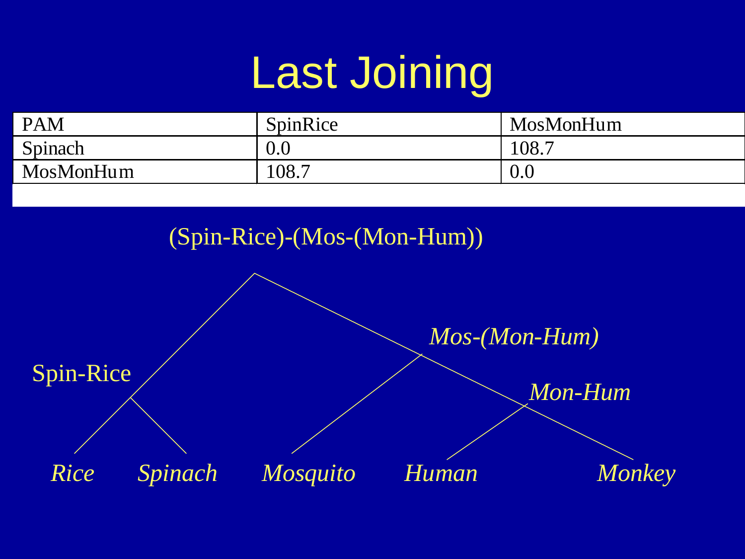# Last Joining

| PAM | SpinRice | MosMonHum |
| --- | --- | --- |
| Spinach | 0.0 | 108.7 |
| MosMonHum | 108.7 | 0.0 |

(Spin-Rice)-(Mos-(Mon-Hum))

*Mos-(Mon-Hum)*

Spin-Rice

*Mon-Hum*

*Rice* *Spinach* *Mosquito* *Human* *Monkey*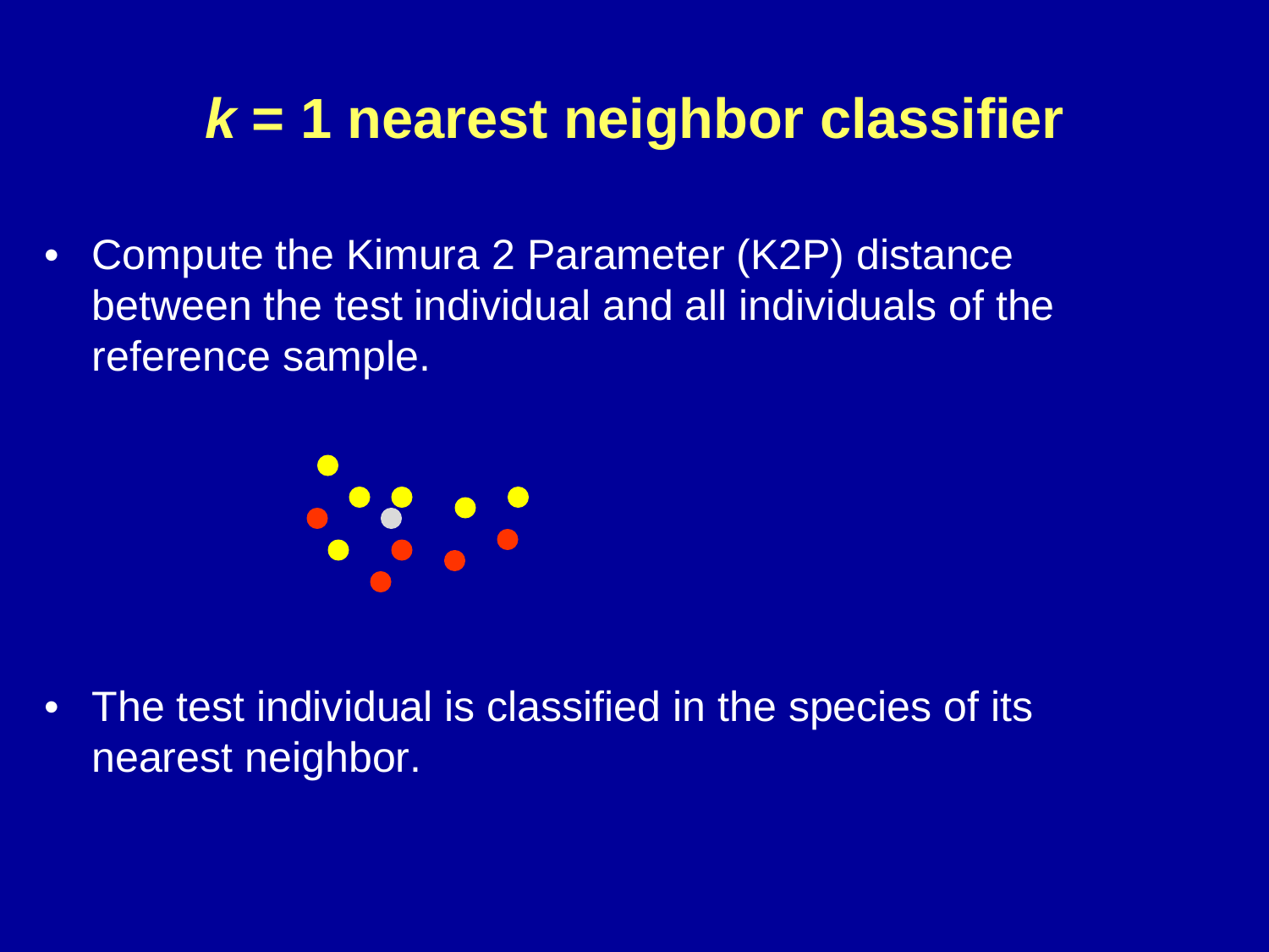# *k* = 1 nearest neighbor classifier

- Compute the Kimura 2 Parameter (K2P) distance between the test individual and all individuals of the reference sample.

- The test individual is classified in the species of its nearest neighbor.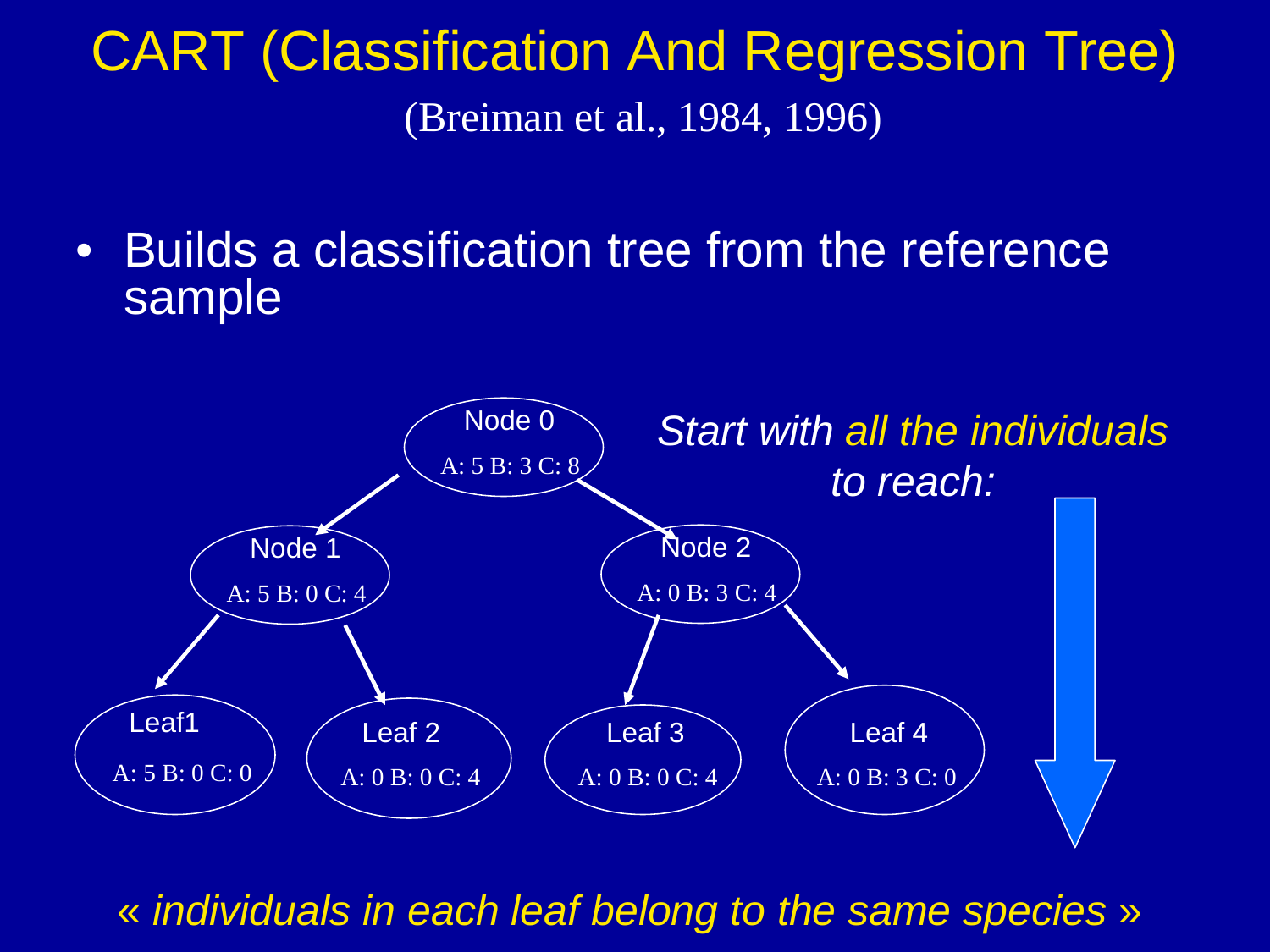# CART (Classification And Regression Tree)

(Breiman et al., 1984, 1996)

- Builds a classification tree from the reference sample

Node 0
A: 5 B: 3 C: 8

Node 1
A: 5 B: 0 C: 4

Node 2
A: 0 B: 3 C: 4

Leaf1
A: 5 B: 0 C: 0

Leaf 2
A: 0 B: 0 C: 4

Leaf 3
A: 0 B: 0 C: 4

Leaf 4
A: 0 B: 3 C: 0

*Start with all the individuals to reach:*

*« individuals in each leaf belong to the same species »*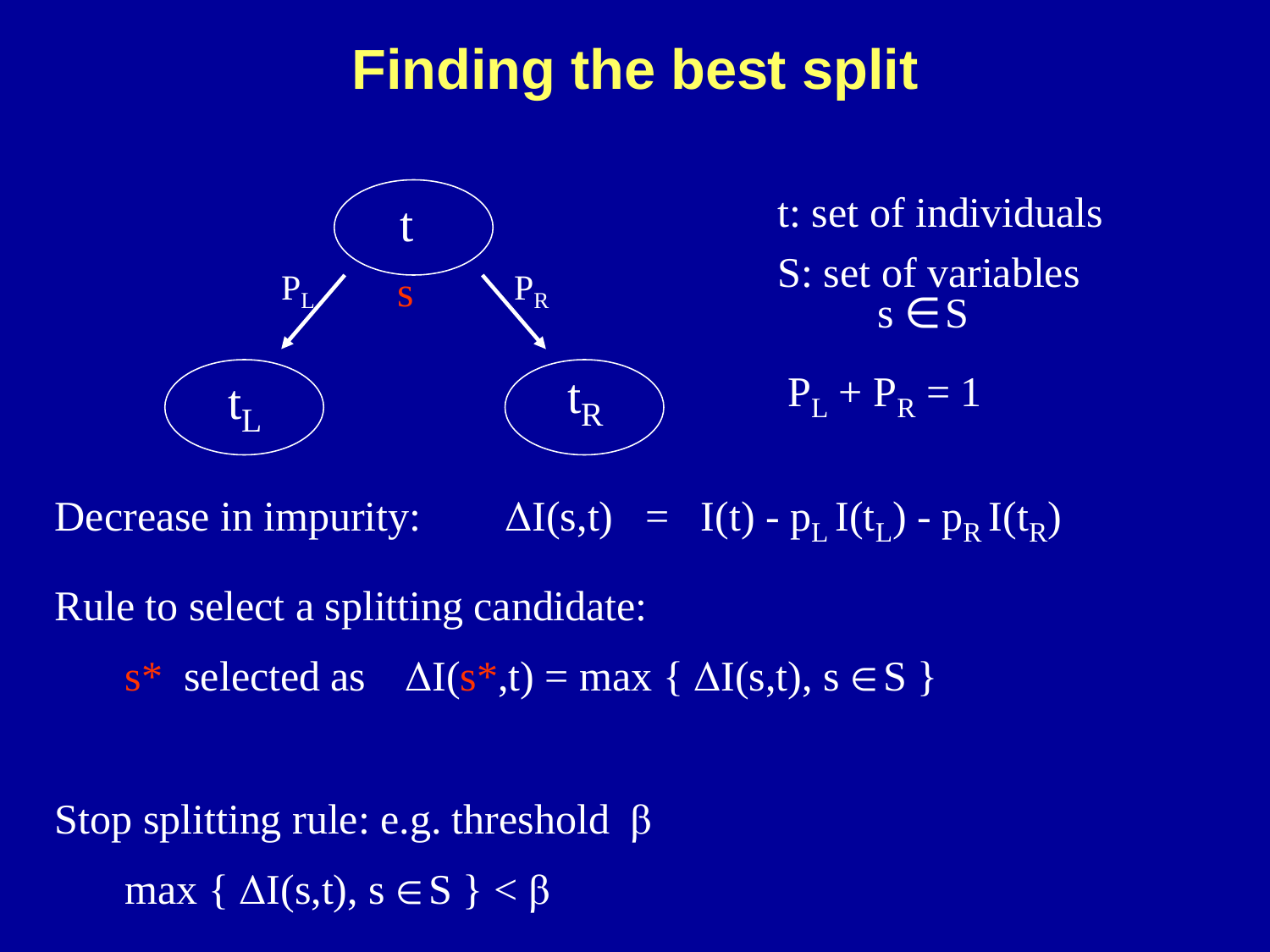# Finding the best split

t

$P_L$ s $P_R$

$t_L$ $t_R$

t: set of individuals

S: set of variables
$s \in S$

$P_L + P_R = 1$

Decrease in impurity: $\Delta I(s,t) = I(t) - p_L I(t_L) - p_R I(t_R)$

Rule to select a splitting candidate:

$s^*$ selected as $\Delta I(s^*,t) = \max \{ \Delta I(s,t), s \in S \}$

Stop splitting rule: e.g. threshold $\beta$

$\max \{ \Delta I(s,t), s \in S \} < \beta$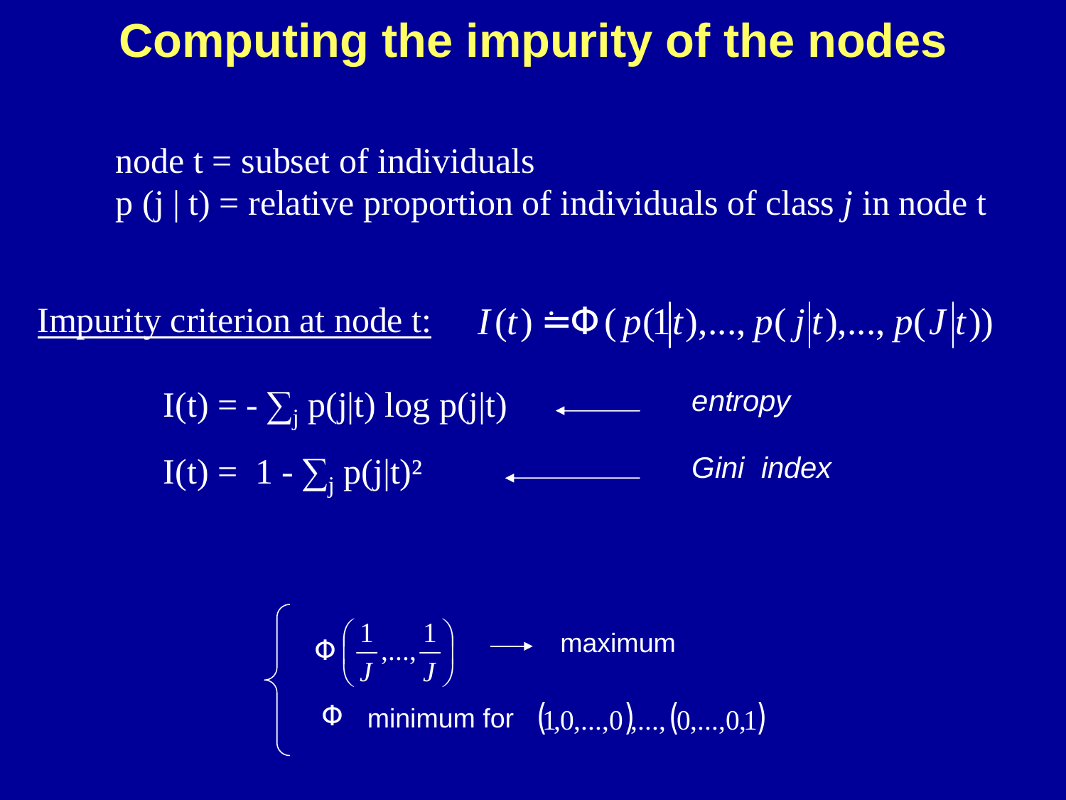# Computing the impurity of the nodes

node t = subset of individuals

p (j | t) = relative proportion of individuals of class *j* in node t

<u>Impurity criterion at node t:</u> $I(t) \doteq \Phi\,(p(1|t),\ldots,p(j|t),\ldots,p(J|t))$

$I(t) = -\sum_j p(j|t) \log p(j|t)$ ⟵ *entropy*

$I(t) = 1 - \sum_j p(j|t)^2$ ⟵ *Gini index*

$$
\begin{cases}
\Phi\left(\frac{1}{J},\ldots,\frac{1}{J}\right) \longrightarrow \text{maximum} \\
\Phi \quad \text{minimum for} \quad (1,0,\ldots,0),\ldots,(0,\ldots,0,1)
\end{cases}
$$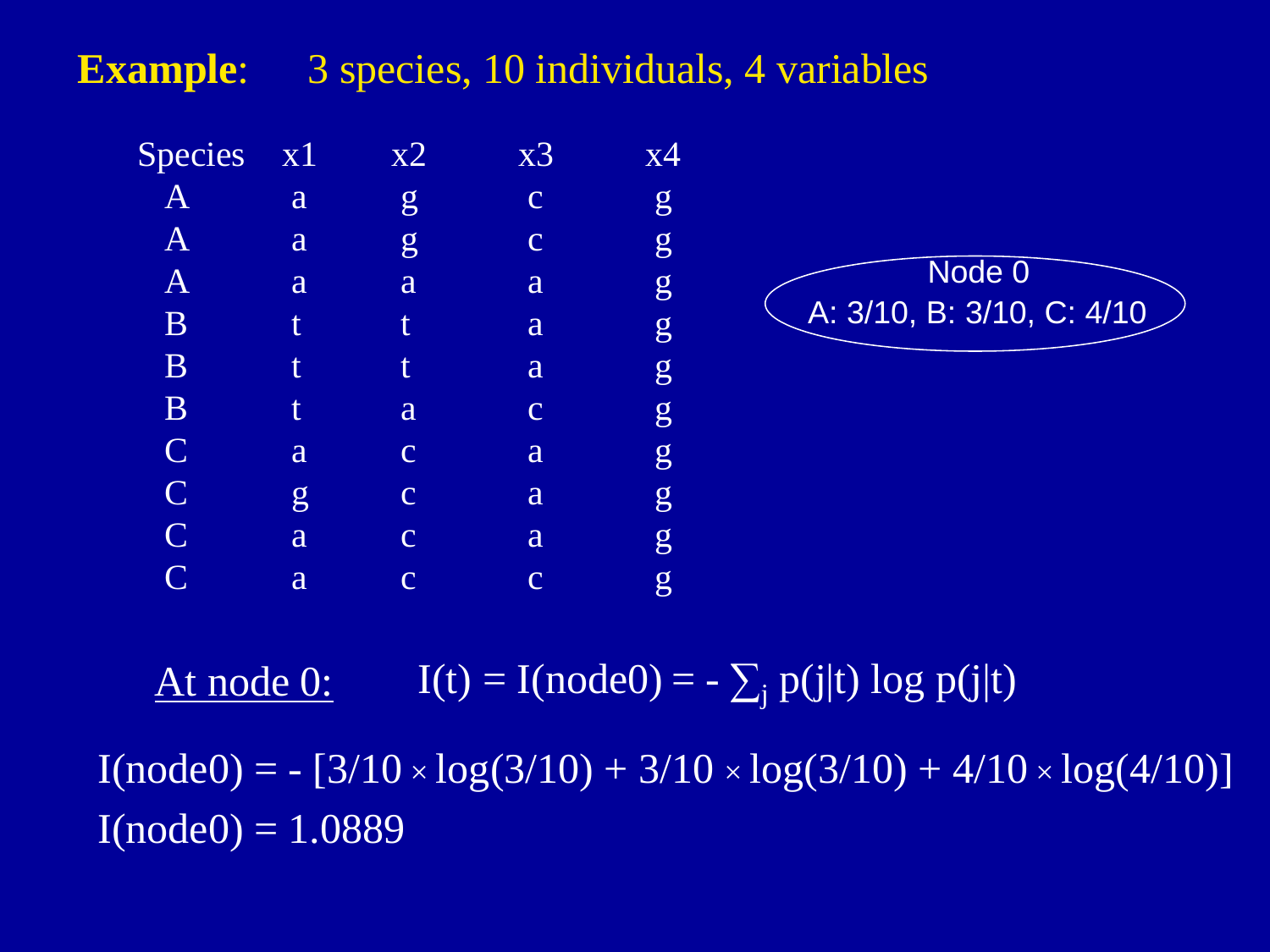**Example**: 3 species, 10 individuals, 4 variables

| Species | x1 | x2 | x3 | x4 |
|---|---|---|---|---|
| A | a | g | c | g |
| A | a | g | c | g |
| A | a | a | a | g |
| B | t | t | a | g |
| B | t | t | a | g |
| B | t | a | c | g |
| C | a | c | a | g |
| C | g | c | a | g |
| C | a | c | a | g |
| C | a | c | c | g |

Node 0
A: 3/10, B: 3/10, C: 4/10

At node 0: $I(t) = I(\text{node0}) = -\sum_j p(j|t) \log p(j|t)$

$$I(\text{node0}) = -[3/10 \times \log(3/10) + 3/10 \times \log(3/10) + 4/10 \times \log(4/10)]$$

$$I(\text{node0}) = 1.0889$$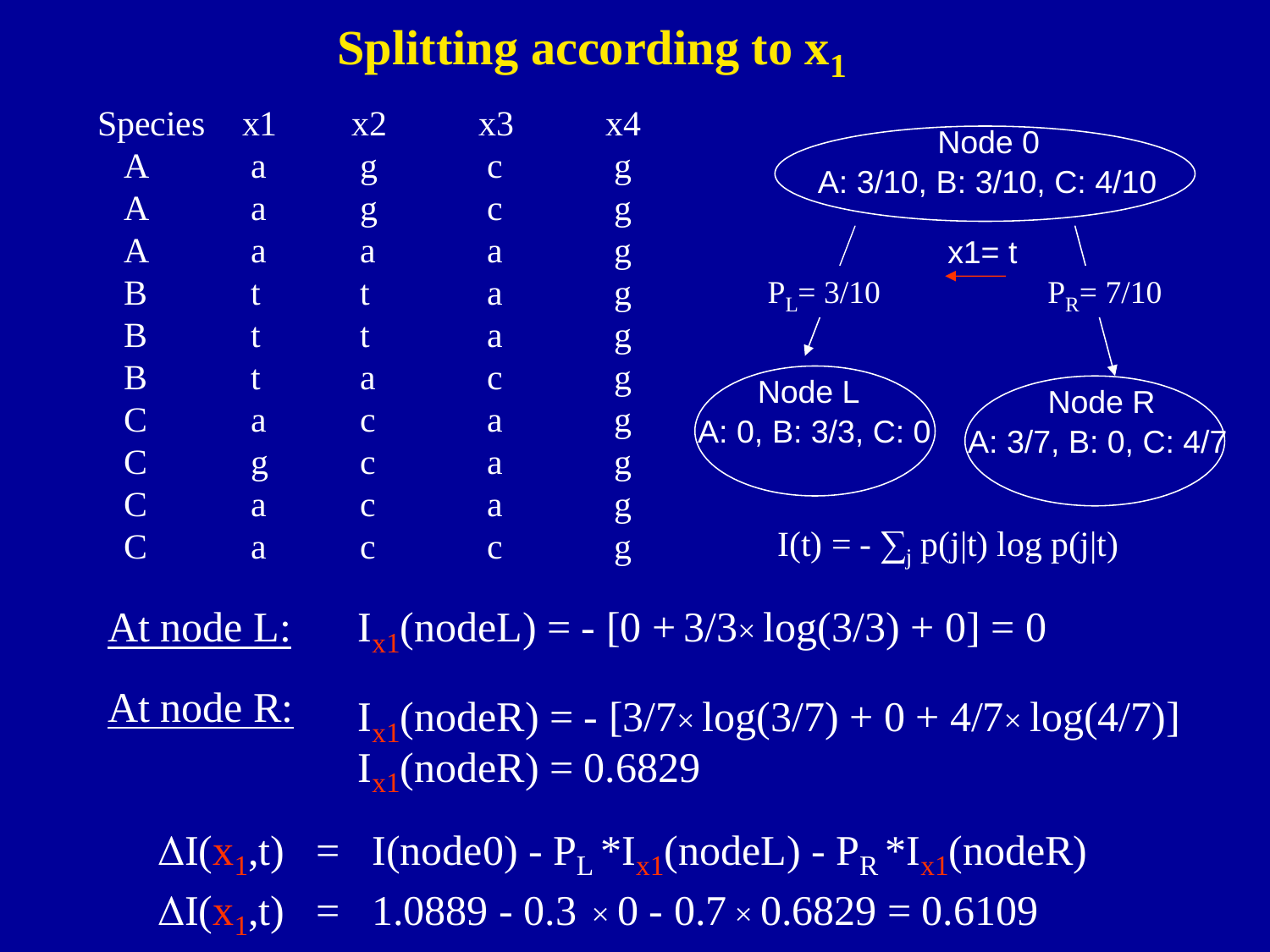# Splitting according to $x_1$

| Species | x1 | x2 | x3 | x4 |
|---|---|---|---|---|
| A | a | g | c | g |
| A | a | g | c | g |
| A | a | a | a | g |
| B | t | t | a | g |
| B | t | t | a | g |
| B | t | a | c | g |
| C | a | c | a | g |
| C | g | c | a | g |
| C | a | c | a | g |
| C | a | c | c | g |

Node 0
A: 3/10, B: 3/10, C: 4/10

x1 = t

$P_L = 3/10$

$P_R = 7/10$

Node L
A: 0, B: 3/3, C: 0

Node R
A: 3/7, B: 0, C: 4/7

$I(t) = - \sum_j p(j|t) \log p(j|t)$

At node L: $I_{x1}(\text{nodeL}) = - [0 + 3/3 \times \log(3/3) + 0] = 0$

At node R: $I_{x1}(\text{nodeR}) = - [3/7 \times \log(3/7) + 0 + 4/7 \times \log(4/7)]$

$I_{x1}(\text{nodeR}) = 0.6829$

$$\Delta I(x_1,t) = I(\text{node0}) - P_L * I_{x1}(\text{nodeL}) - P_R * I_{x1}(\text{nodeR})$$

$$\Delta I(x_1,t) = 1.0889 - 0.3 \times 0 - 0.7 \times 0.6829 = 0.6109$$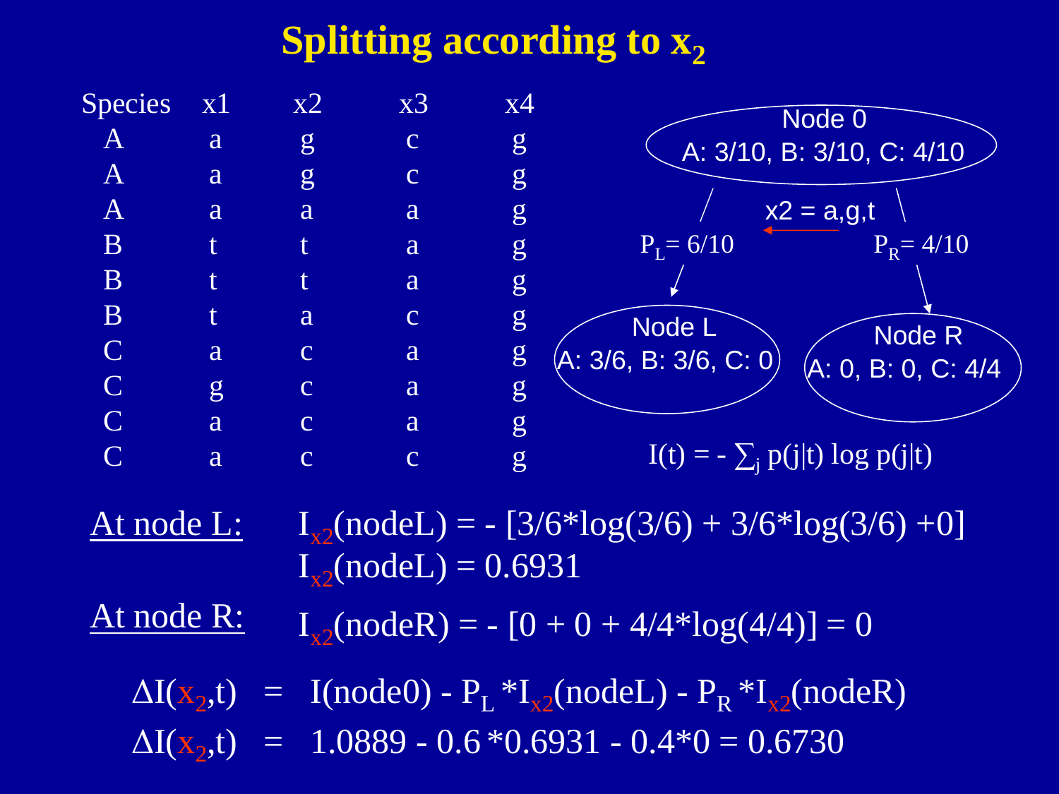# Splitting according to $x_2$

| Species | x1 | x2 | x3 | x4 |
|---|---|---|---|---|
| A | a | g | c | g |
| A | a | g | c | g |
| A | a | a | a | g |
| B | t | t | a | g |
| B | t | t | a | g |
| B | t | a | c | g |
| C | a | c | a | g |
| C | g | c | a | g |
| C | a | c | a | g |
| C | a | c | c | g |

Node 0
A: 3/10, B: 3/10, C: 4/10

x2 = a,g,t

$P_L = 6/10$ $\quad$ $P_R = 4/10$

Node L
A: 3/6, B: 3/6, C: 0

Node R
A: 0, B: 0, C: 4/4

$I(t) = - \sum_j p(j|t) \log p(j|t)$

At node L: $\quad I_{x2}(\text{nodeL}) = - [3/6*\log(3/6) + 3/6*\log(3/6) + 0]$

$I_{x2}(\text{nodeL}) = 0.6931$

At node R: $\quad I_{x2}(\text{nodeR}) = - [0 + 0 + 4/4*\log(4/4)] = 0$

$$\Delta I(x_2,t) = I(\text{node0}) - P_L * I_{x2}(\text{nodeL}) - P_R * I_{x2}(\text{nodeR})$$

$$\Delta I(x_2,t) = 1.0889 - 0.6*0.6931 - 0.4*0 = 0.6730$$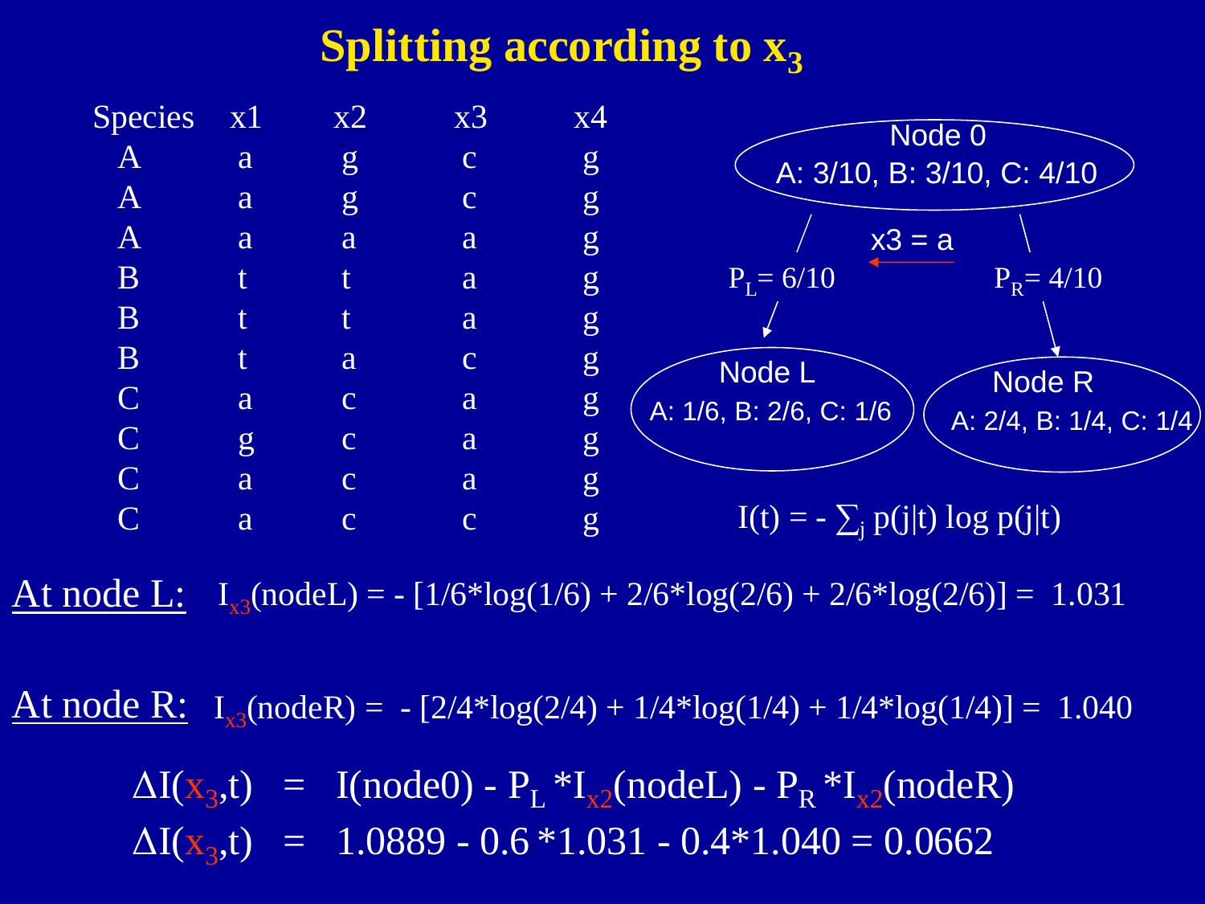# Splitting according to $x_3$

| Species | x1 | x2 | x3 | x4 |
|---|---|---|---|---|
| A | a | g | c | g |
| A | a | g | c | g |
| A | a | a | a | g |
| B | t | t | a | g |
| B | t | t | a | g |
| B | t | a | c | g |
| C | a | c | a | g |
| C | g | c | a | g |
| C | a | c | a | g |
| C | a | c | c | g |

Node 0
A: 3/10, B: 3/10, C: 4/10

x3 = a

$P_L$ = 6/10 $\qquad$ $P_R$ = 4/10

Node L
A: 1/6, B: 2/6, C: 1/6

Node R
A: 2/4, B: 1/4, C: 1/4

$$I(t) = -\sum_j p(j|t) \log p(j|t)$$

**At node L:** $I_{x3}(\text{nodeL}) = -[1/6*\log(1/6) + 2/6*\log(2/6) + 2/6*\log(2/6)] = 1.031$

**At node R:** $I_{x3}(\text{nodeR}) = -[2/4*\log(2/4) + 1/4*\log(1/4) + 1/4*\log(1/4)] = 1.040$

$$\Delta I(x_3,t) = I(\text{node0}) - P_L * I_{x2}(\text{nodeL}) - P_R * I_{x2}(\text{nodeR})$$

$$\Delta I(x_3,t) = 1.0889 - 0.6 * 1.031 - 0.4 * 1.040 = 0.0662$$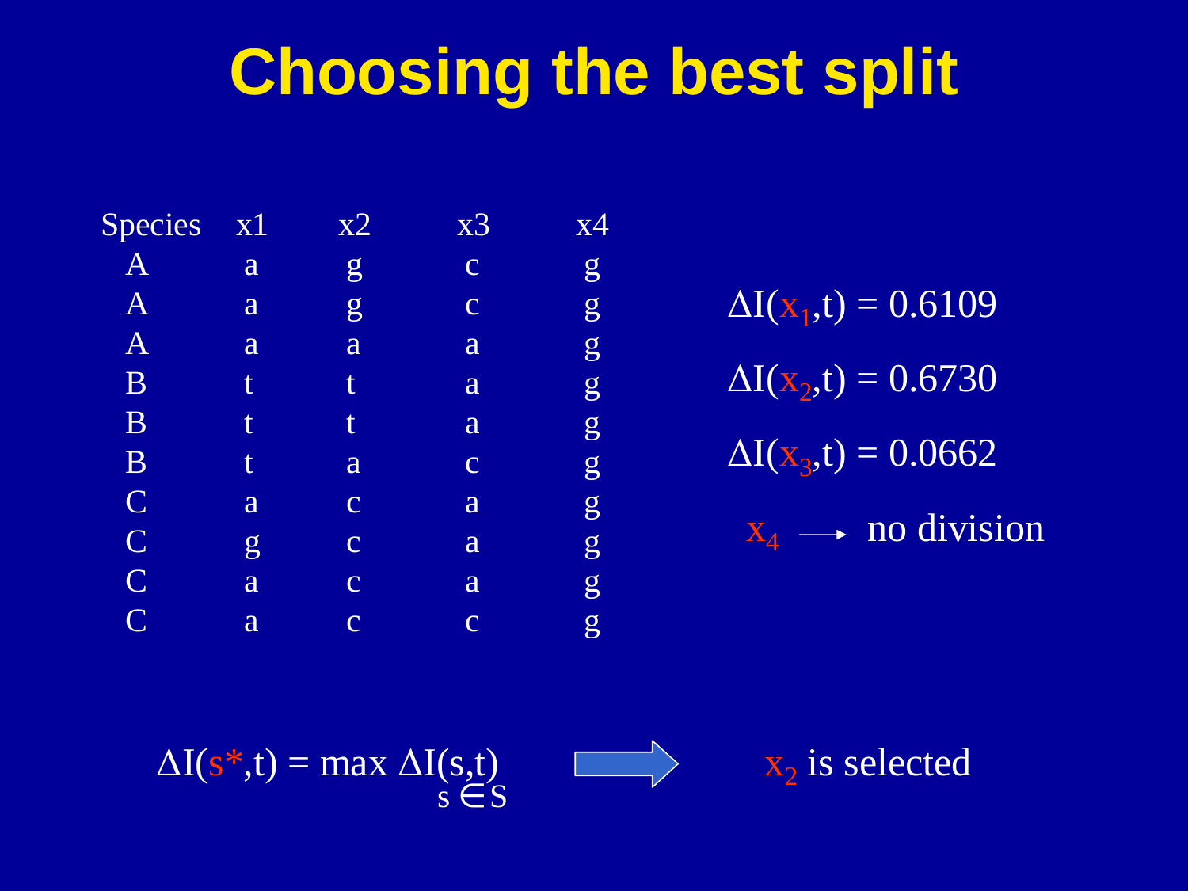# Choosing the best split

| Species | x1 | x2 | x3 | x4 |
|---|---|---|---|---|
| A | a | g | c | g |
| A | a | g | c | g |
| A | a | a | a | g |
| B | t | t | a | g |
| B | t | t | a | g |
| B | t | a | c | g |
| C | a | c | a | g |
| C | g | c | a | g |
| C | a | c | a | g |
| C | a | c | c | g |

$\Delta I(x_1,t) = 0.6109$

$\Delta I(x_2,t) = 0.6730$

$\Delta I(x_3,t) = 0.0662$

$x_4 \longrightarrow$ no division

$$\Delta I(s^*,t) = \max_{s \in S} \Delta I(s,t)$$

$x_2$ is selected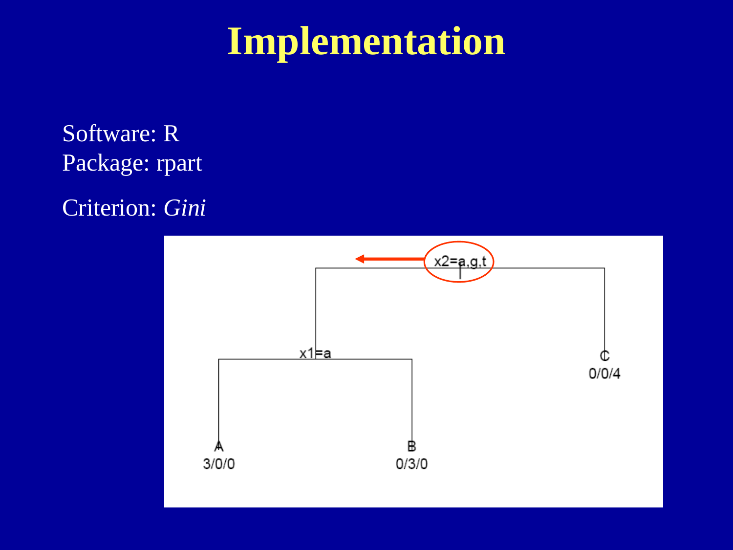# Implementation

Software: R
Package: rpart

Criterion: *Gini*

x2=a,g,t

x1=a

A
3/0/0

B
0/3/0

C
0/0/4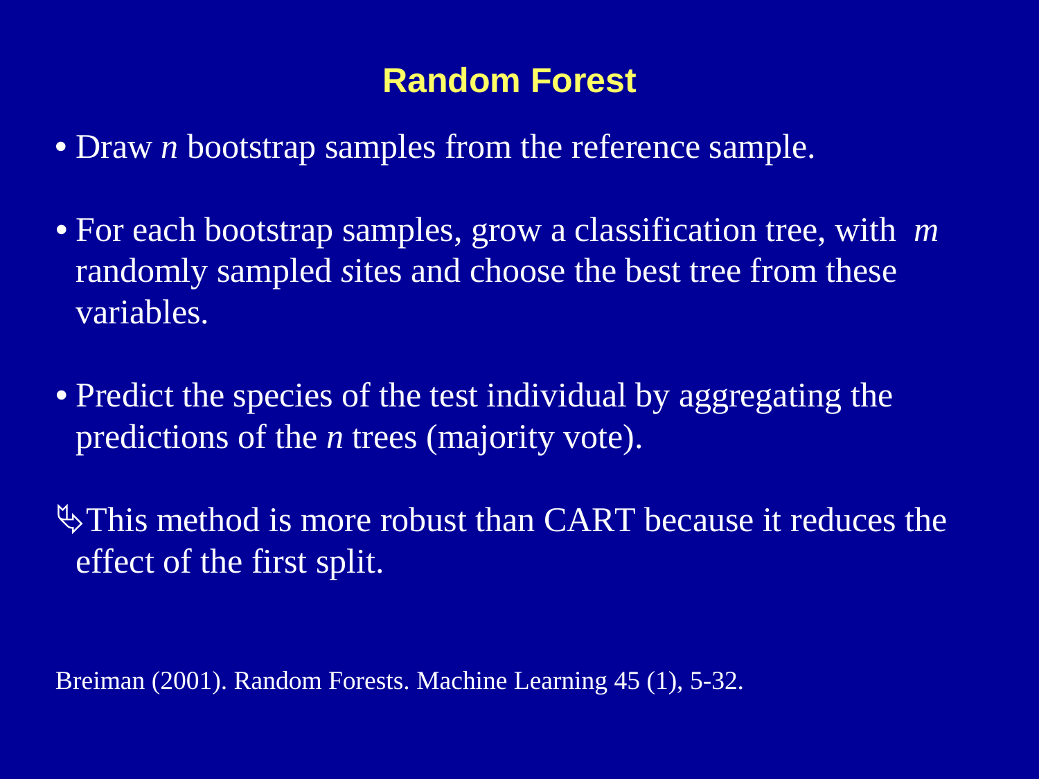# Random Forest

- Draw *n* bootstrap samples from the reference sample.
- For each bootstrap samples, grow a classification tree, with *m* randomly sampled sites and choose the best tree from these variables.
- Predict the species of the test individual by aggregating the predictions of the *n* trees (majority vote).

➯This method is more robust than CART because it reduces the effect of the first split.

Breiman (2001). Random Forests. Machine Learning 45 (1), 5-32.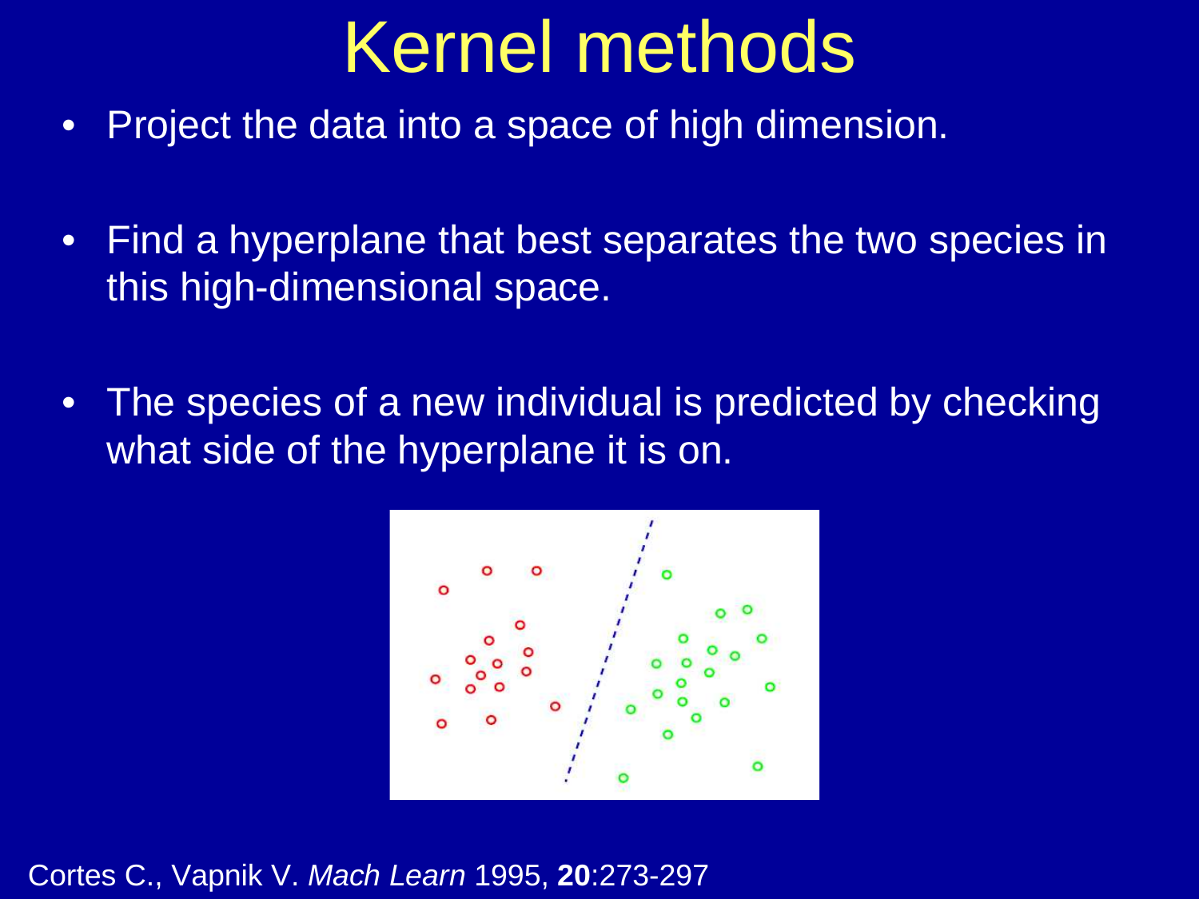# Kernel methods

- Project the data into a space of high dimension.
- Find a hyperplane that best separates the two species in this high-dimensional space.
- The species of a new individual is predicted by checking what side of the hyperplane it is on.

Cortes C., Vapnik V. *Mach Learn* 1995, **20**:273-297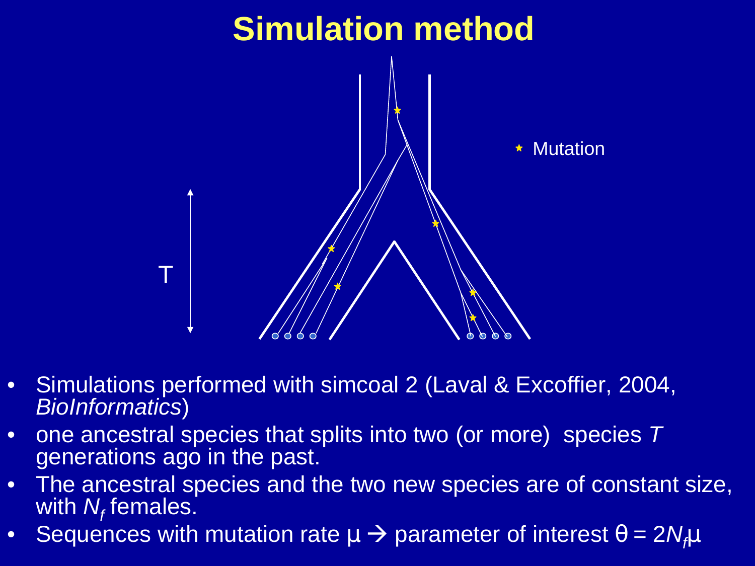# Simulation method

- Simulations performed with simcoal 2 (Laval & Excoffier, 2004, *BioInformatics*)
- one ancestral species that splits into two (or more) species $T$ generations ago in the past.
- The ancestral species and the two new species are of constant size, with $N_f$ females.
- Sequences with mutation rate $\mu$ → parameter of interest $\theta = 2N_f\mu$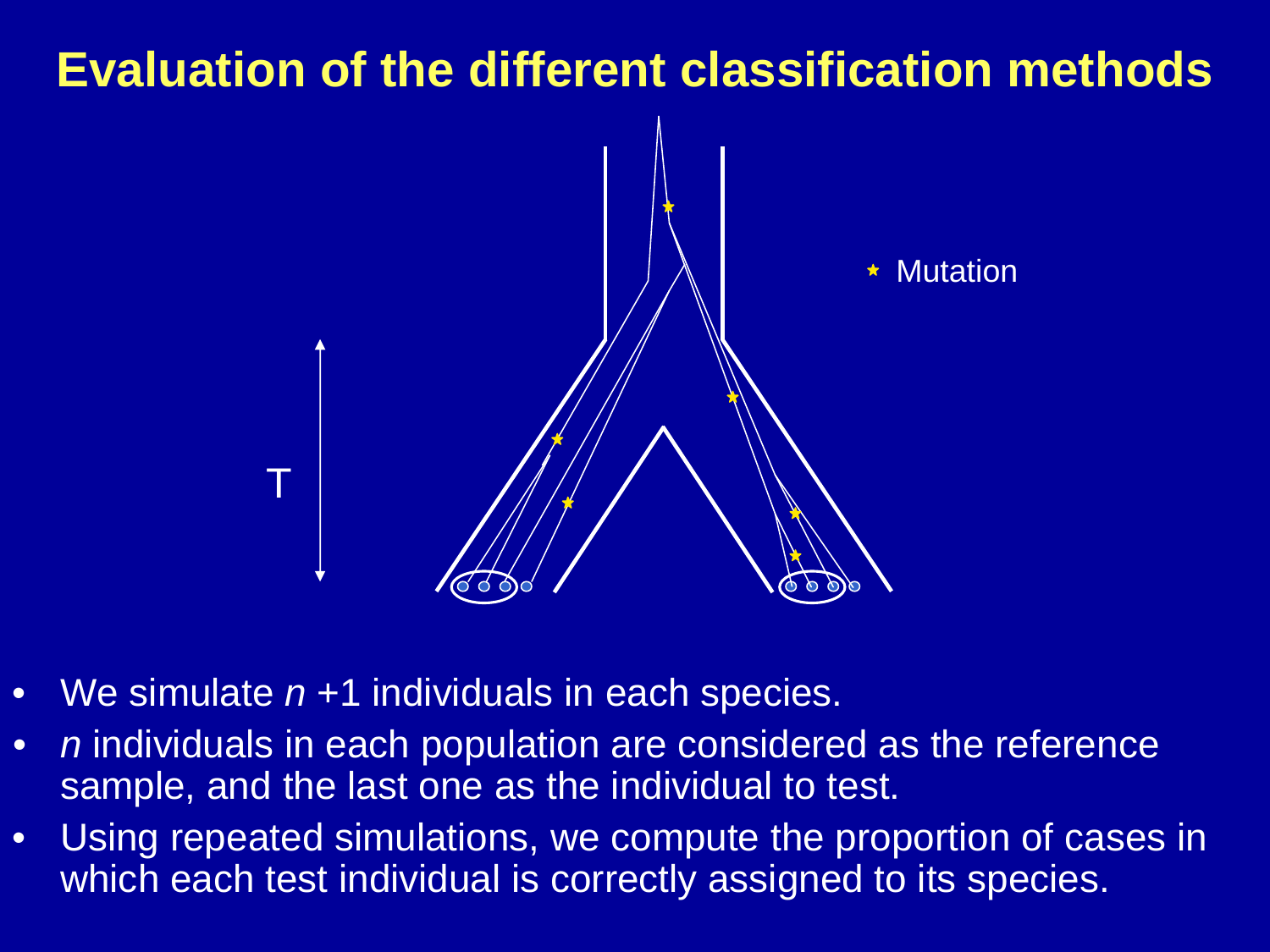# Evaluation of the different classification methods

T

★ Mutation

- We simulate $n$ +1 individuals in each species.
- $n$ individuals in each population are considered as the reference sample, and the last one as the individual to test.
- Using repeated simulations, we compute the proportion of cases in which each test individual is correctly assigned to its species.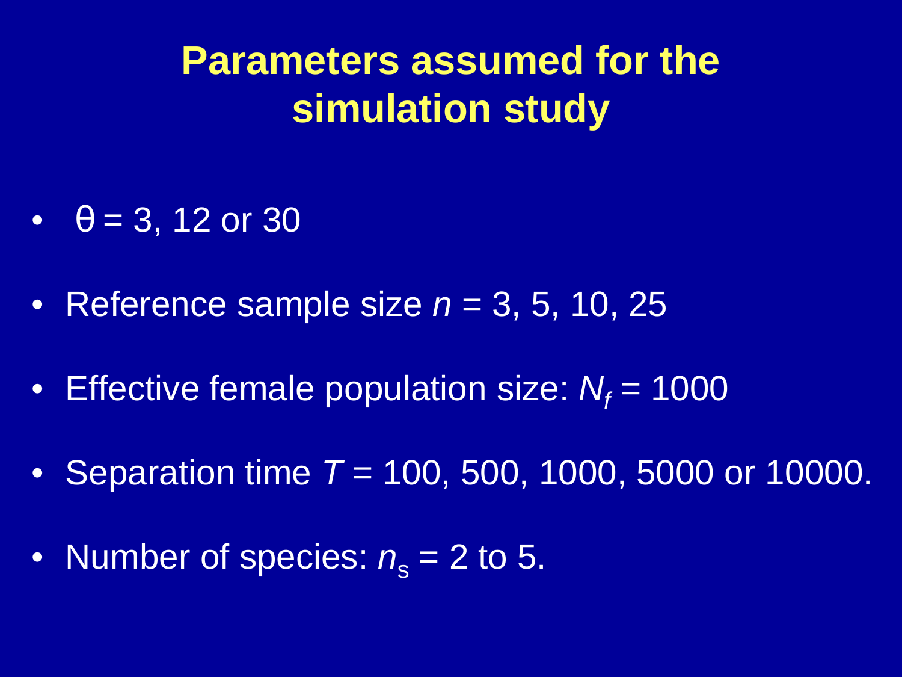# Parameters assumed for the simulation study

- $\theta$ = 3, 12 or 30
- Reference sample size $n$ = 3, 5, 10, 25
- Effective female population size: $N_f$ = 1000
- Separation time $T$ = 100, 500, 1000, 5000 or 10000.
- Number of species: $n_s$ = 2 to 5.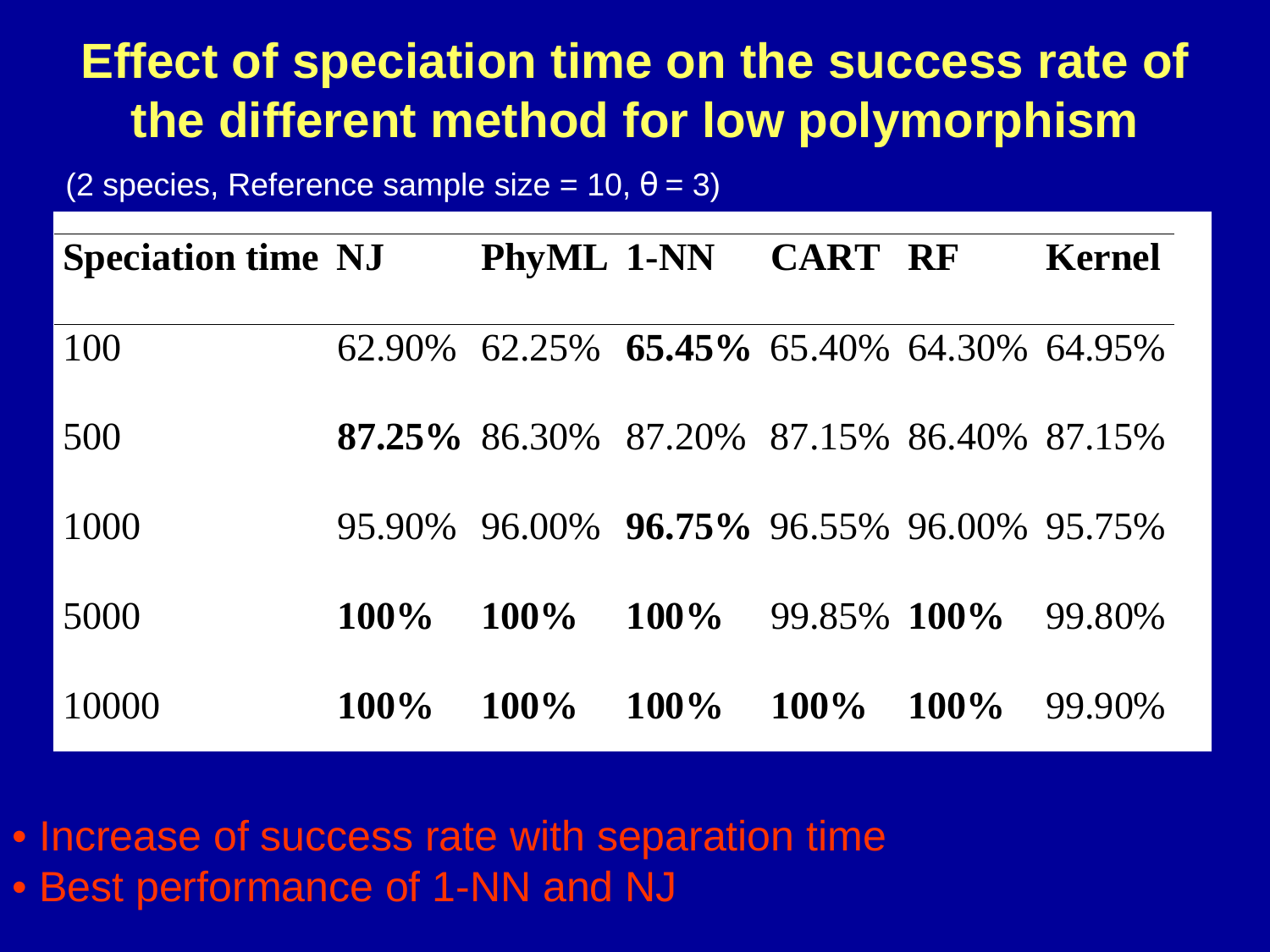# Effect of speciation time on the success rate of the different method for low polymorphism

(2 species, Reference sample size = 10, θ = 3)

| Speciation time | NJ | PhyML | 1-NN | CART | RF | Kernel |
|---|---|---|---|---|---|---|
| 100 | 62.90% | 62.25% | **65.45%** | 65.40% | 64.30% | 64.95% |
| 500 | **87.25%** | 86.30% | 87.20% | 87.15% | 86.40% | 87.15% |
| 1000 | 95.90% | 96.00% | **96.75%** | 96.55% | 96.00% | 95.75% |
| 5000 | **100%** | **100%** | **100%** | 99.85% | **100%** | 99.80% |
| 10000 | **100%** | **100%** | **100%** | **100%** | **100%** | 99.90% |

- Increase of success rate with separation time
- Best performance of 1-NN and NJ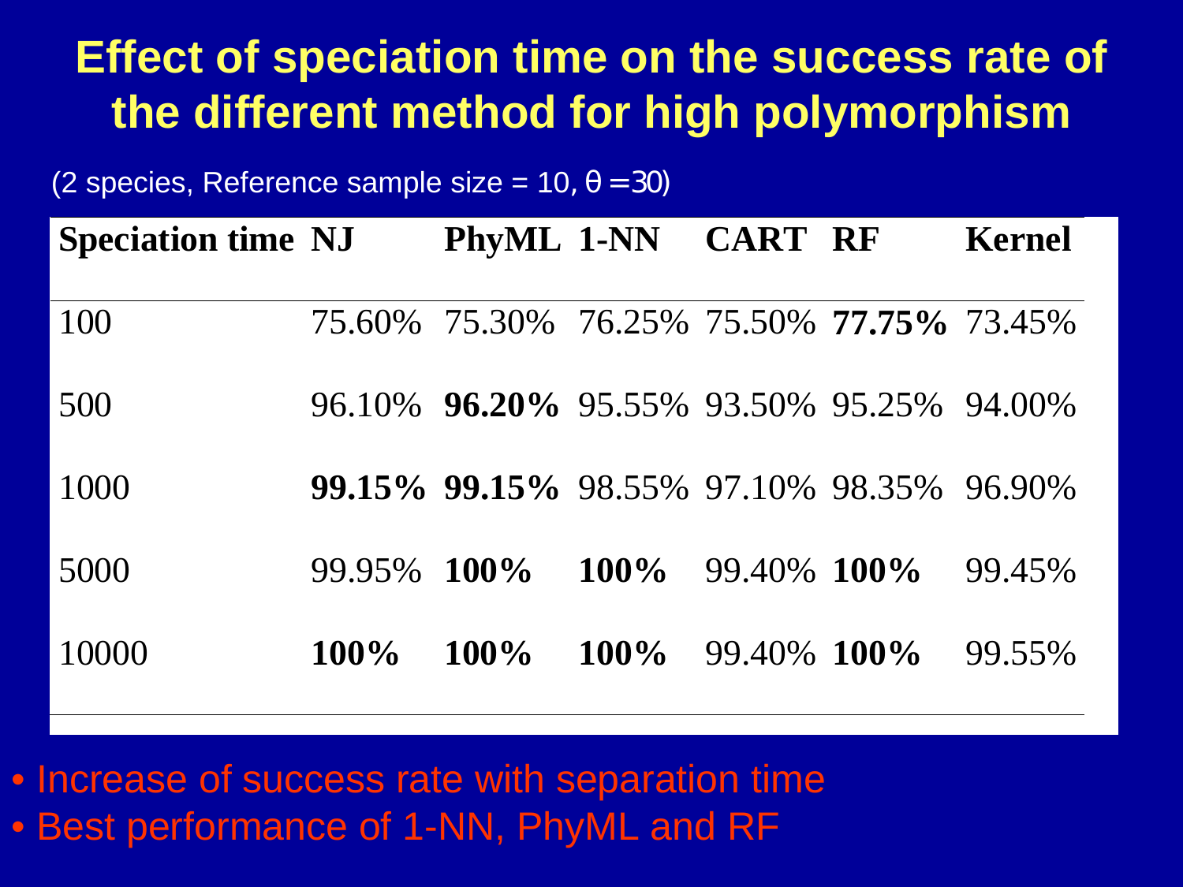# Effect of speciation time on the success rate of the different method for high polymorphism

(2 species, Reference sample size = 10, $\theta = 30$)

| Speciation time | NJ | PhyML | 1-NN | CART | RF | Kernel |
|---|---|---|---|---|---|---|
| 100 | 75.60% | 75.30% | 76.25% | 75.50% | **77.75%** | 73.45% |
| 500 | 96.10% | **96.20%** | 95.55% | 93.50% | 95.25% | 94.00% |
| 1000 | **99.15%** | **99.15%** | 98.55% | 97.10% | 98.35% | 96.90% |
| 5000 | 99.95% | **100%** | **100%** | 99.40% | **100%** | 99.45% |
| 10000 | **100%** | **100%** | **100%** | 99.40% | **100%** | 99.55% |

- Increase of success rate with separation time
- Best performance of 1-NN, PhyML and RF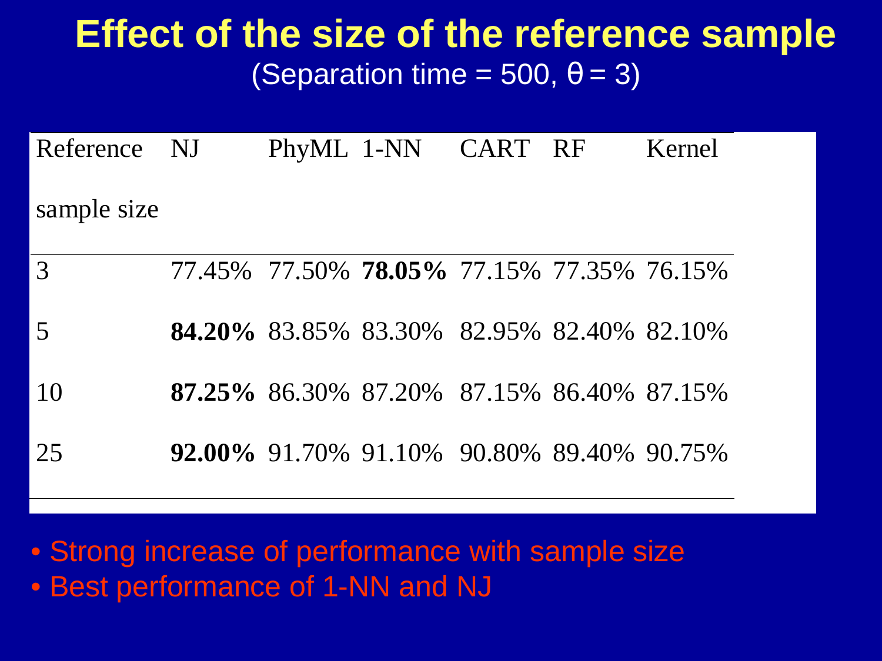# Effect of the size of the reference sample

(Separation time = 500, $\theta = 3$)

| Reference sample size | NJ | PhyML | 1-NN | CART | RF | Kernel |
|---|---|---|---|---|---|---|
| 3 | 77.45% | 77.50% | **78.05%** | 77.15% | 77.35% | 76.15% |
| 5 | **84.20%** | 83.85% | 83.30% | 82.95% | 82.40% | 82.10% |
| 10 | **87.25%** | 86.30% | 87.20% | 87.15% | 86.40% | 87.15% |
| 25 | **92.00%** | 91.70% | 91.10% | 90.80% | 89.40% | 90.75% |

- Strong increase of performance with sample size
- Best performance of 1-NN and NJ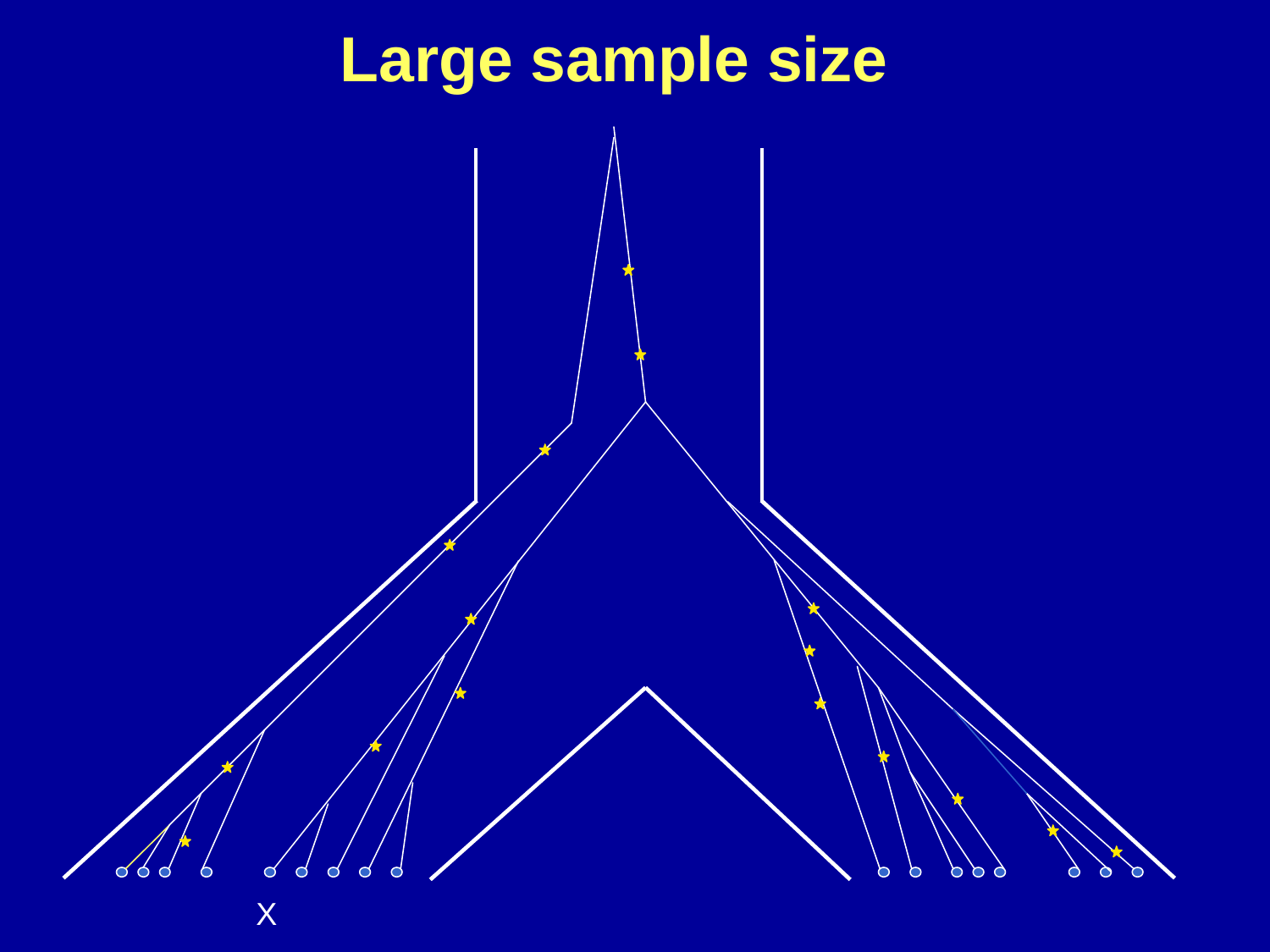# Large sample size

X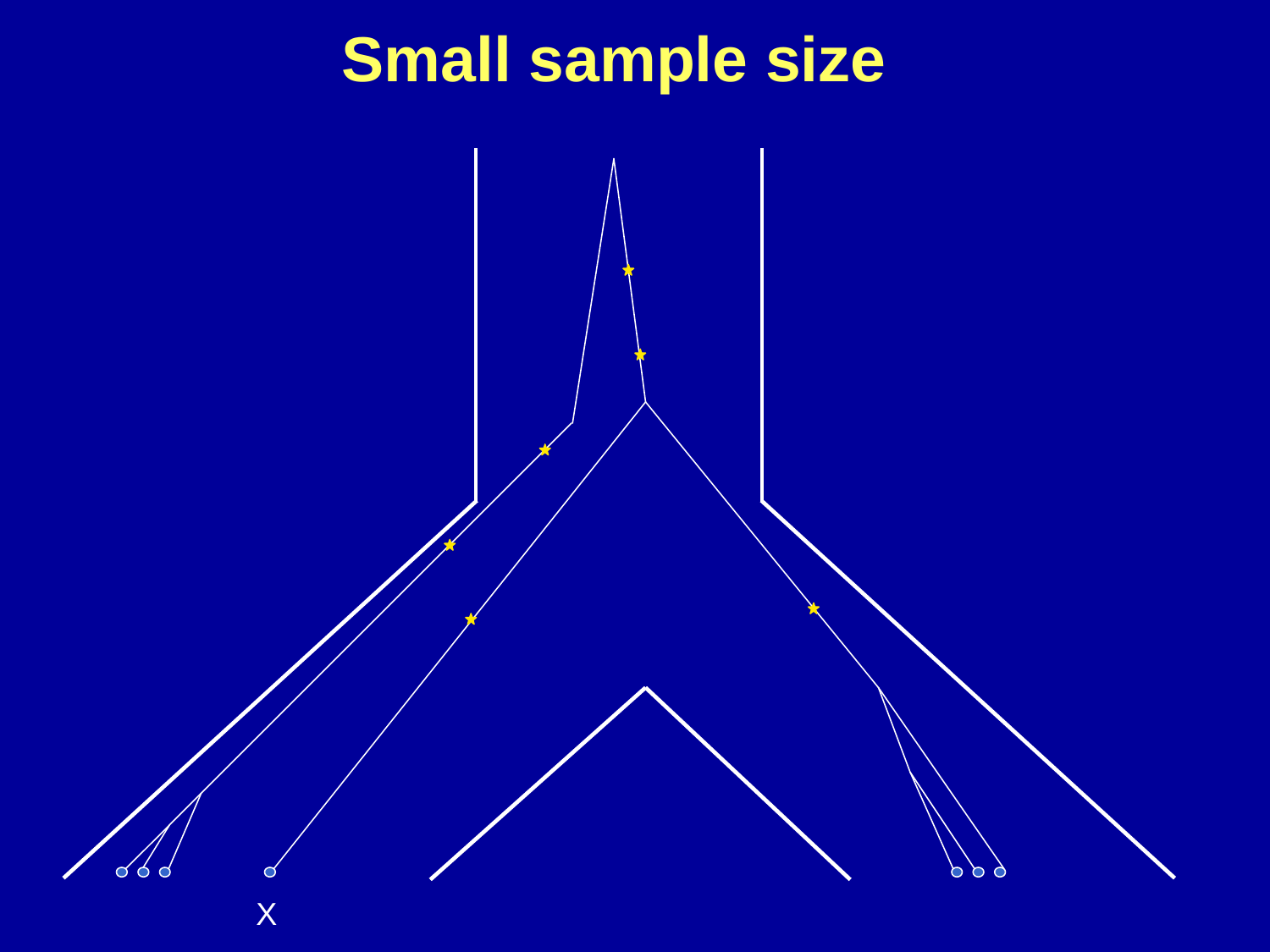# Small sample size

X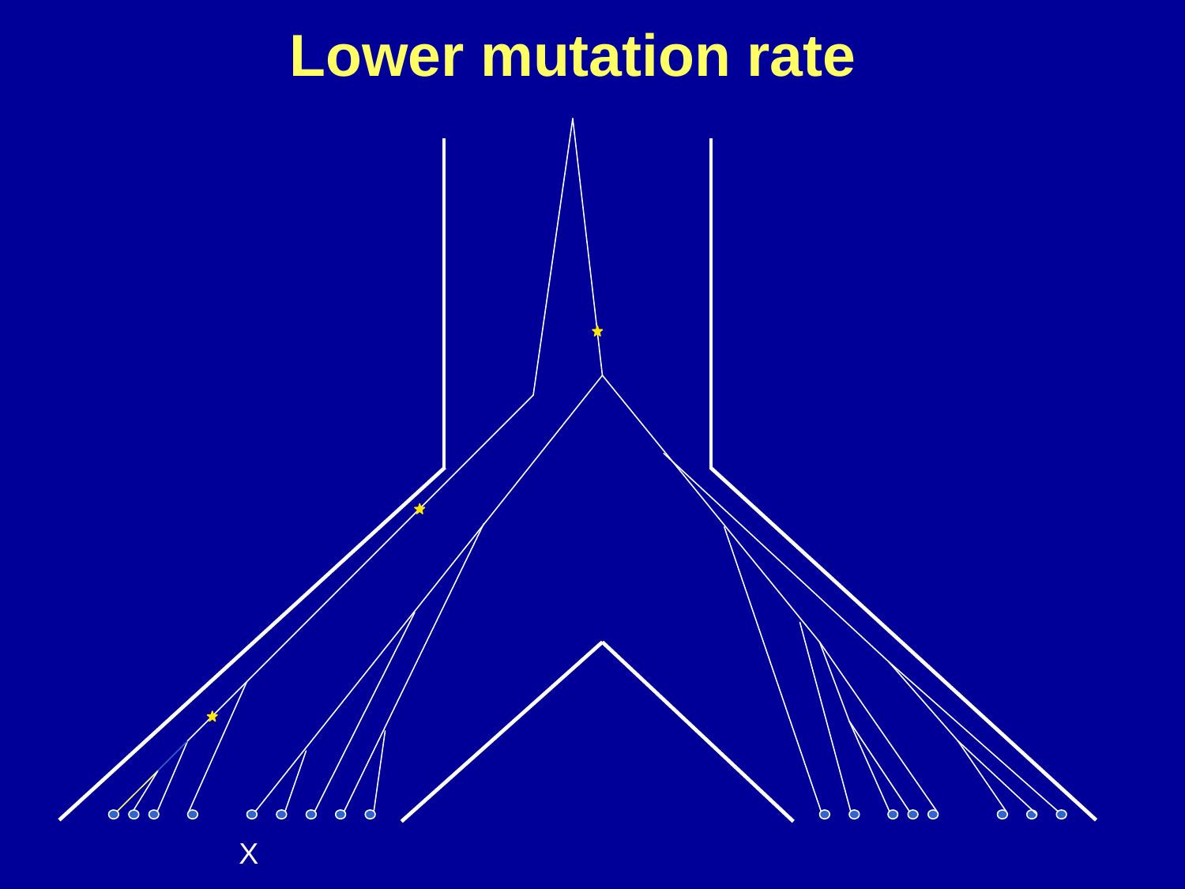# Lower mutation rate

X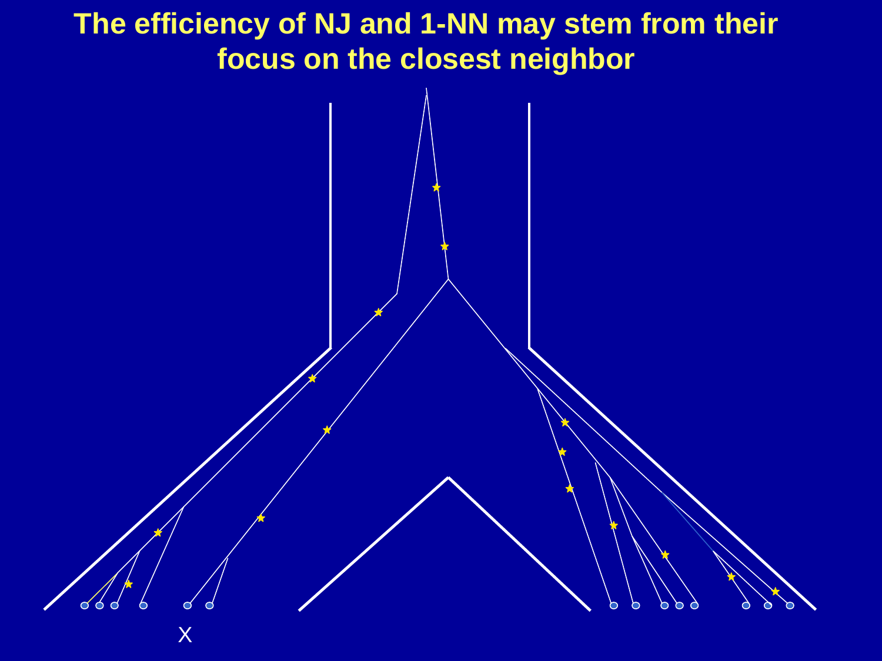# The efficiency of NJ and 1-NN may stem from their focus on the closest neighbor

X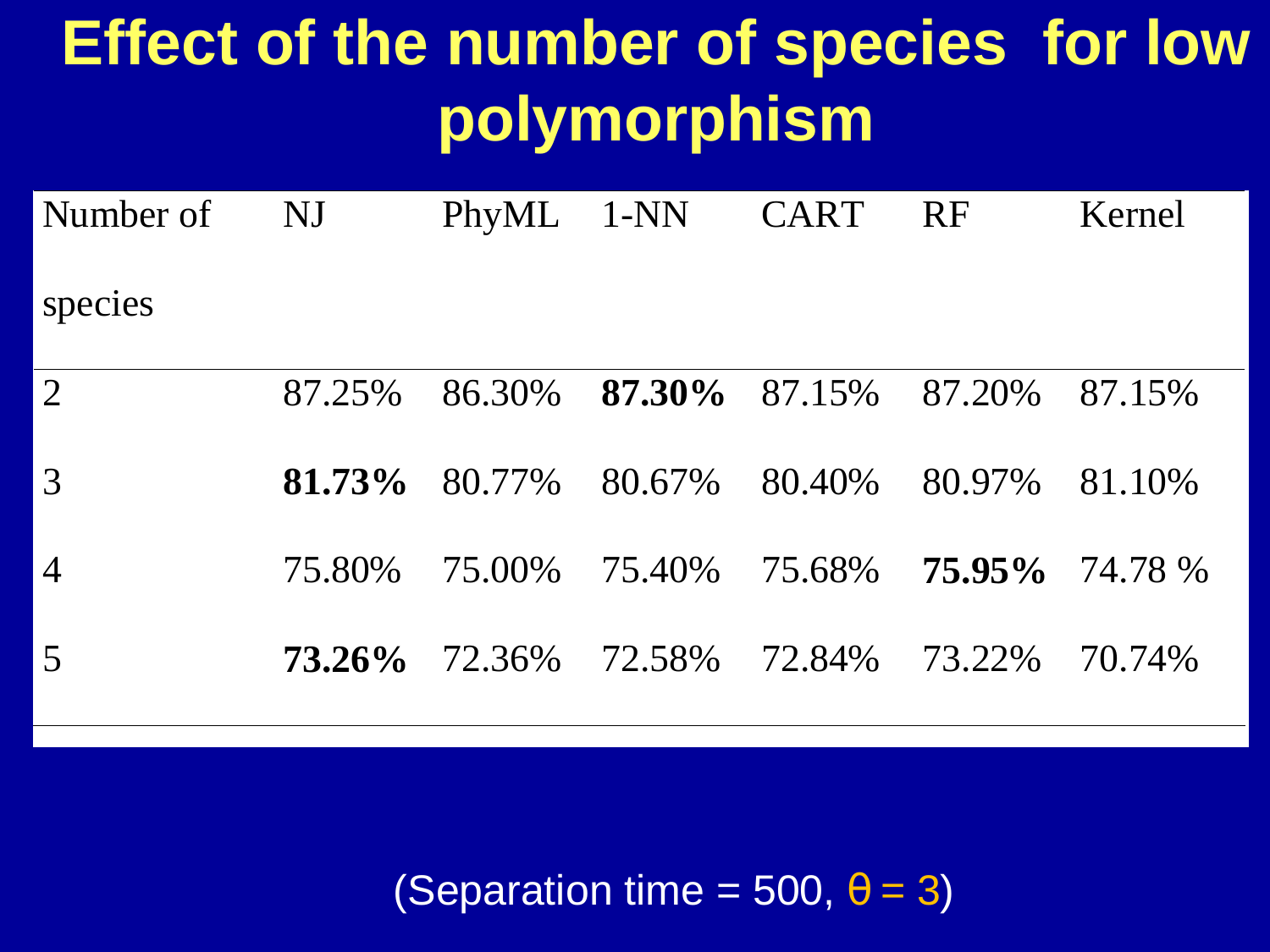# Effect of the number of species for low polymorphism

| Number of species | NJ | PhyML | 1-NN | CART | RF | Kernel |
|---|---|---|---|---|---|---|
| 2 | 87.25% | 86.30% | **87.30%** | 87.15% | 87.20% | 87.15% |
| 3 | **81.73%** | 80.77% | 80.67% | 80.40% | 80.97% | 81.10% |
| 4 | 75.80% | 75.00% | 75.40% | 75.68% | **75.95%** | 74.78 % |
| 5 | **73.26%** | 72.36% | 72.58% | 72.84% | 73.22% | 70.74% |

(Separation time = 500, $\theta = 3$)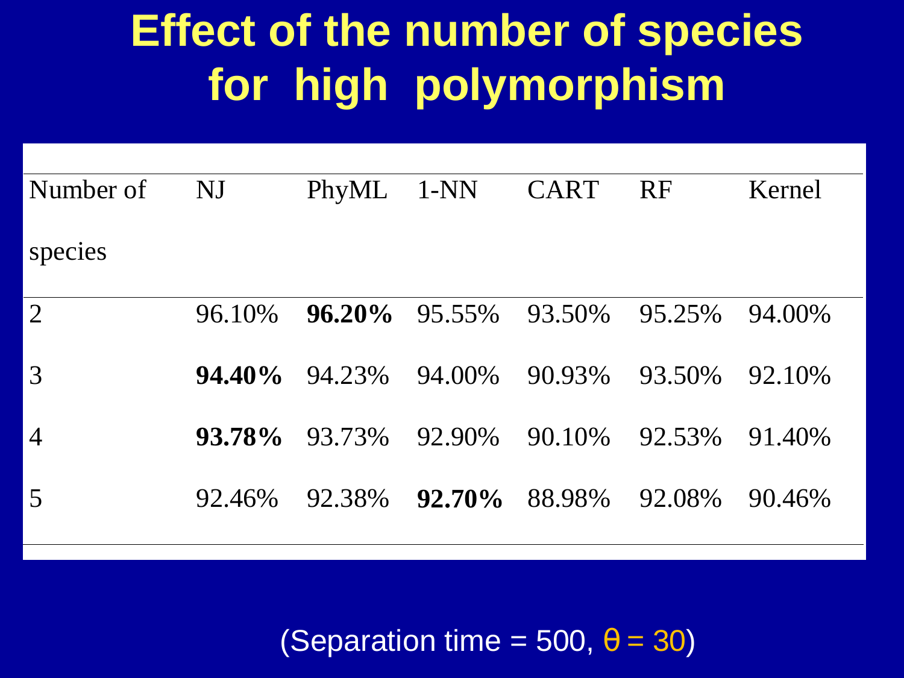# Effect of the number of species for high polymorphism

| Number of species | NJ | PhyML | 1-NN | CART | RF | Kernel |
|---|---|---|---|---|---|---|
| 2 | 96.10% | **96.20%** | 95.55% | 93.50% | 95.25% | 94.00% |
| 3 | **94.40%** | 94.23% | 94.00% | 90.93% | 93.50% | 92.10% |
| 4 | **93.78%** | 93.73% | 92.90% | 90.10% | 92.53% | 91.40% |
| 5 | 92.46% | 92.38% | **92.70%** | 88.98% | 92.08% | 90.46% |

(Separation time = 500, $\theta = 30$)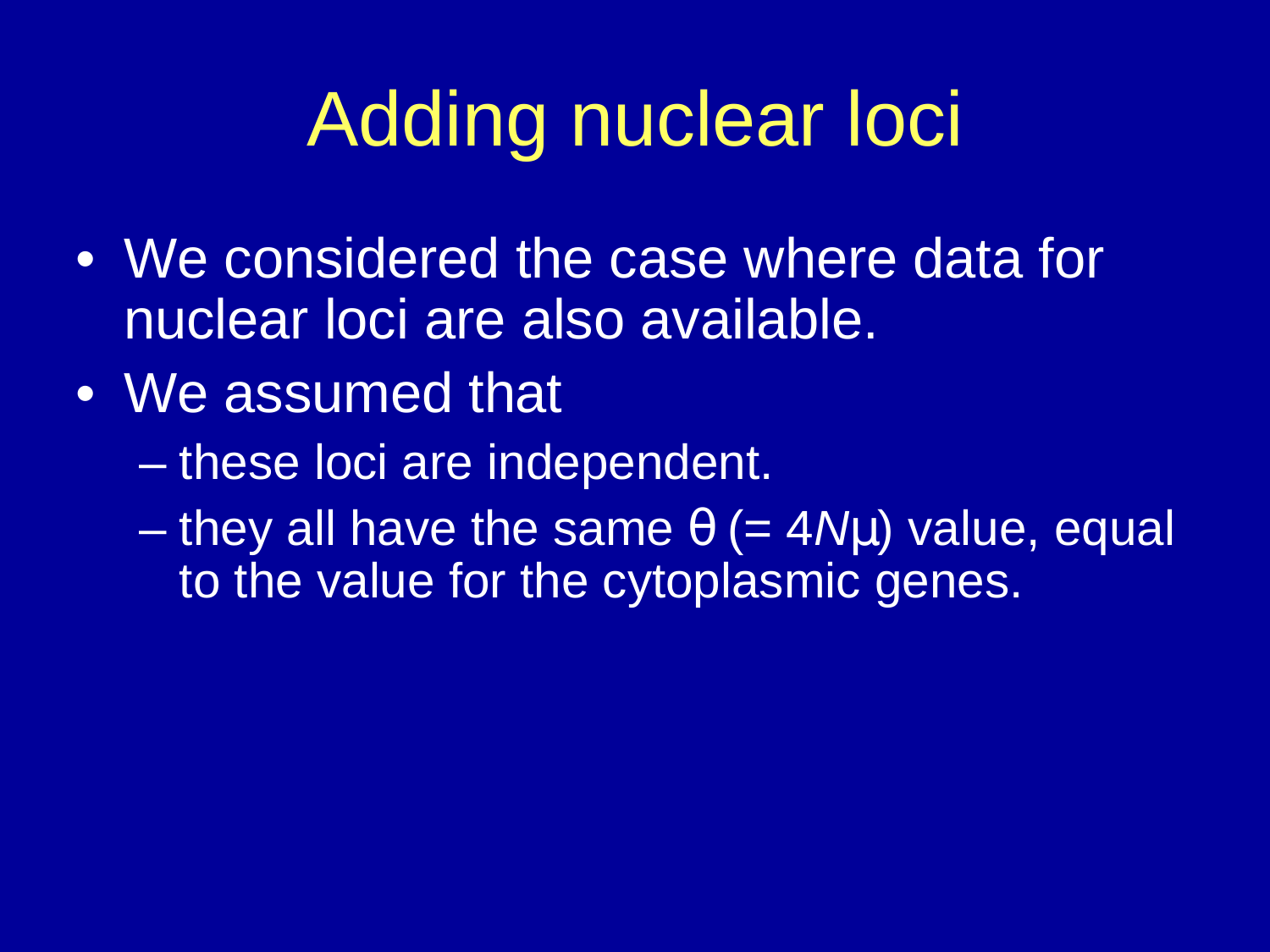# Adding nuclear loci

- We considered the case where data for nuclear loci are also available.
- We assumed that
  - these loci are independent.
  - they all have the same $\theta$ (= $4N\mu$) value, equal to the value for the cytoplasmic genes.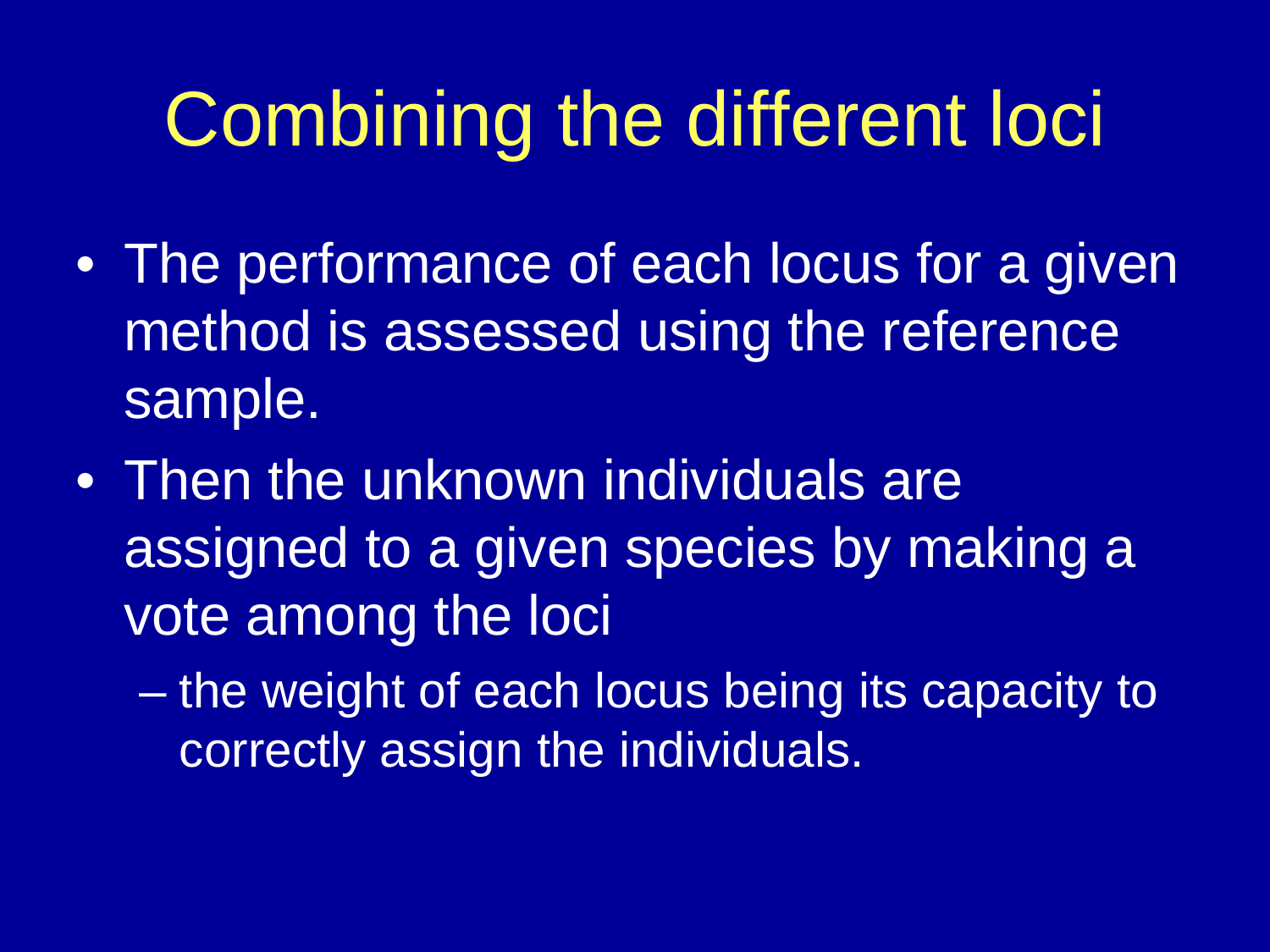# Combining the different loci

- The performance of each locus for a given method is assessed using the reference sample.
- Then the unknown individuals are assigned to a given species by making a vote among the loci
  - the weight of each locus being its capacity to correctly assign the individuals.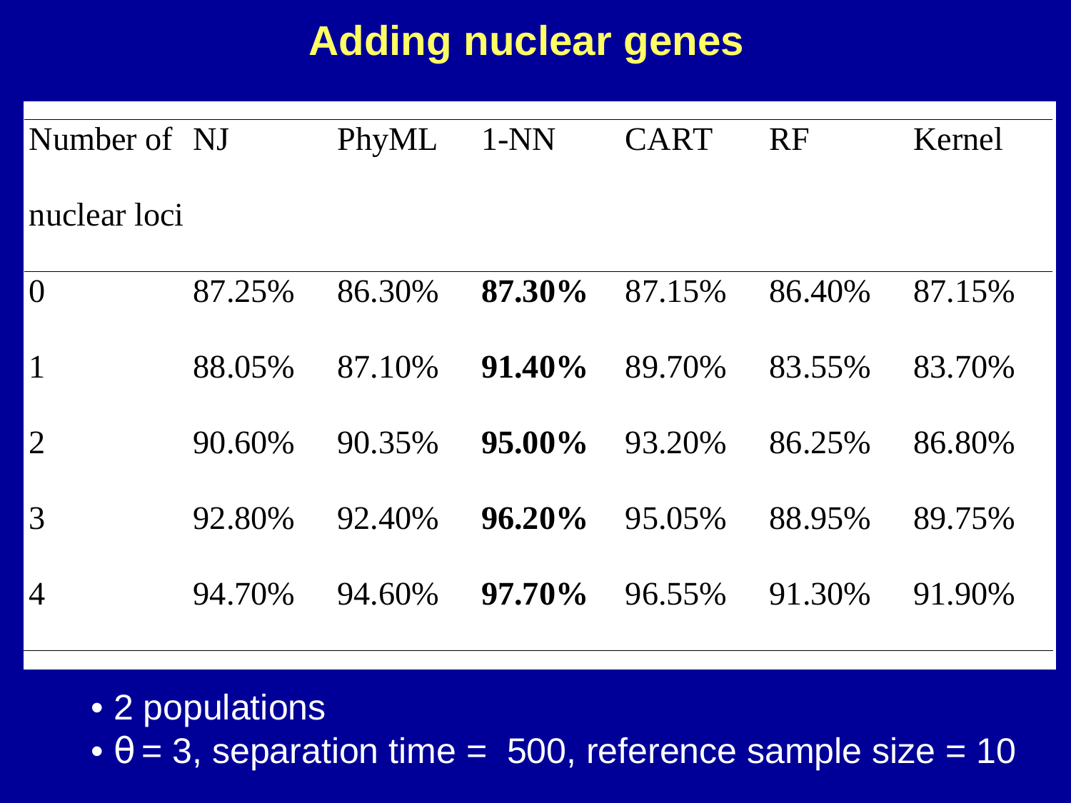# Adding nuclear genes

| Number of nuclear loci | NJ | PhyML | 1-NN | CART | RF | Kernel |
|---|---|---|---|---|---|---|
| 0 | 87.25% | 86.30% | **87.30%** | 87.15% | 86.40% | 87.15% |
| 1 | 88.05% | 87.10% | **91.40%** | 89.70% | 83.55% | 83.70% |
| 2 | 90.60% | 90.35% | **95.00%** | 93.20% | 86.25% | 86.80% |
| 3 | 92.80% | 92.40% | **96.20%** | 95.05% | 88.95% | 89.75% |
| 4 | 94.70% | 94.60% | **97.70%** | 96.55% | 91.30% | 91.90% |

- 2 populations
- $\theta = 3$, separation time = 500, reference sample size = 10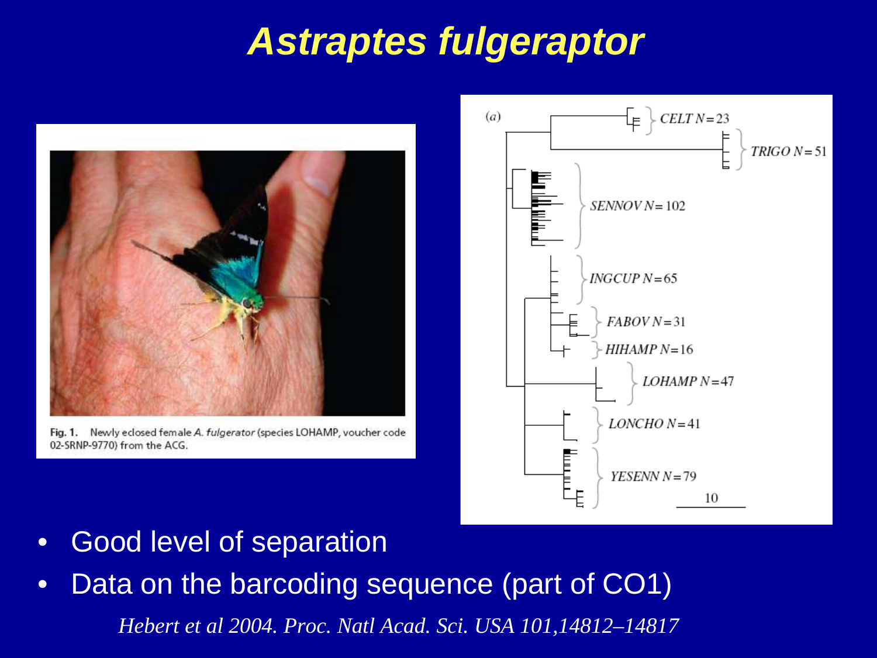# *Astraptes fulgeraptor*

Fig. 1. Newly eclosed female *A. fulgerator* (species LOHAMP, voucher code 02-SRNP-9770) from the ACG.

(a)

CELT $N=23$

TRIGO $N=51$

SENNOV $N=102$

INGCUP $N=65$

FABOV $N=31$

HIHAMP $N=16$

LOHAMP $N=47$

LONCHO $N=41$

YESENN $N=79$

10

- Good level of separation
- Data on the barcoding sequence (part of CO1)

*Hebert et al 2004. Proc. Natl Acad. Sci. USA 101,14812–14817*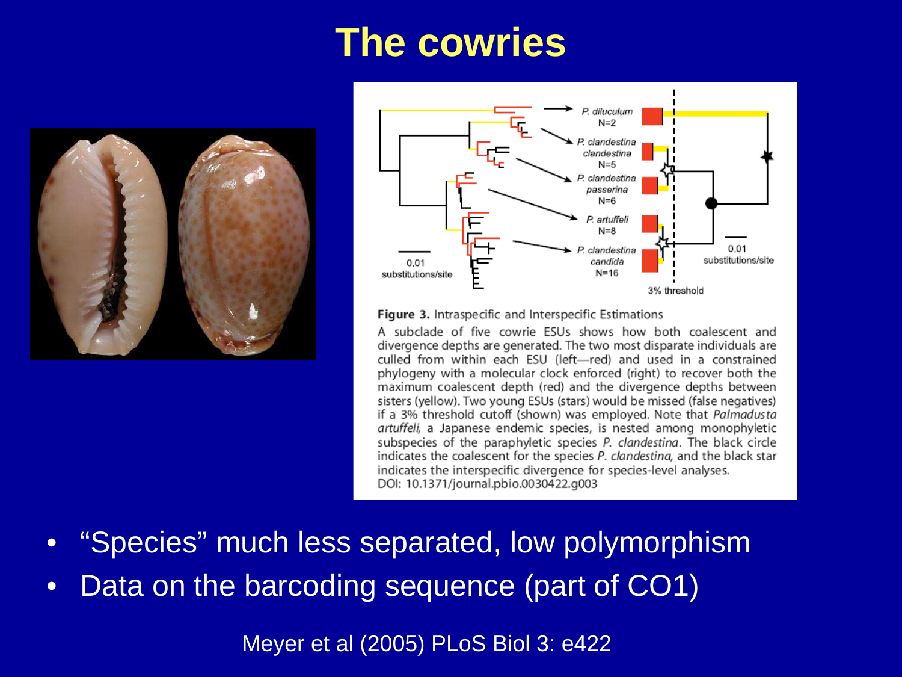# The cowries

**Figure 3.** Intraspecific and Interspecific Estimations

A subclade of five cowrie ESUs shows how both coalescent and divergence depths are generated. The two most disparate individuals are culled from within each ESU (left—red) and used in a constrained phylogeny with a molecular clock enforced (right) to recover both the maximum coalescent depth (red) and the divergence depths between sisters (yellow). Two young ESUs (stars) would be missed (false negatives) if a 3% threshold cutoff (shown) was employed. Note that *Palmadusta artuffeli*, a Japanese endemic species, is nested among monophyletic subspecies of the paraphyletic species *P. clandestina*. The black circle indicates the coalescent for the species *P. clandestina*, and the black star indicates the interspecific divergence for species-level analyses.
DOI: 10.1371/journal.pbio.0030422.g003

- "Species" much less separated, low polymorphism
- Data on the barcoding sequence (part of CO1)

Meyer et al (2005) PLoS Biol 3: e422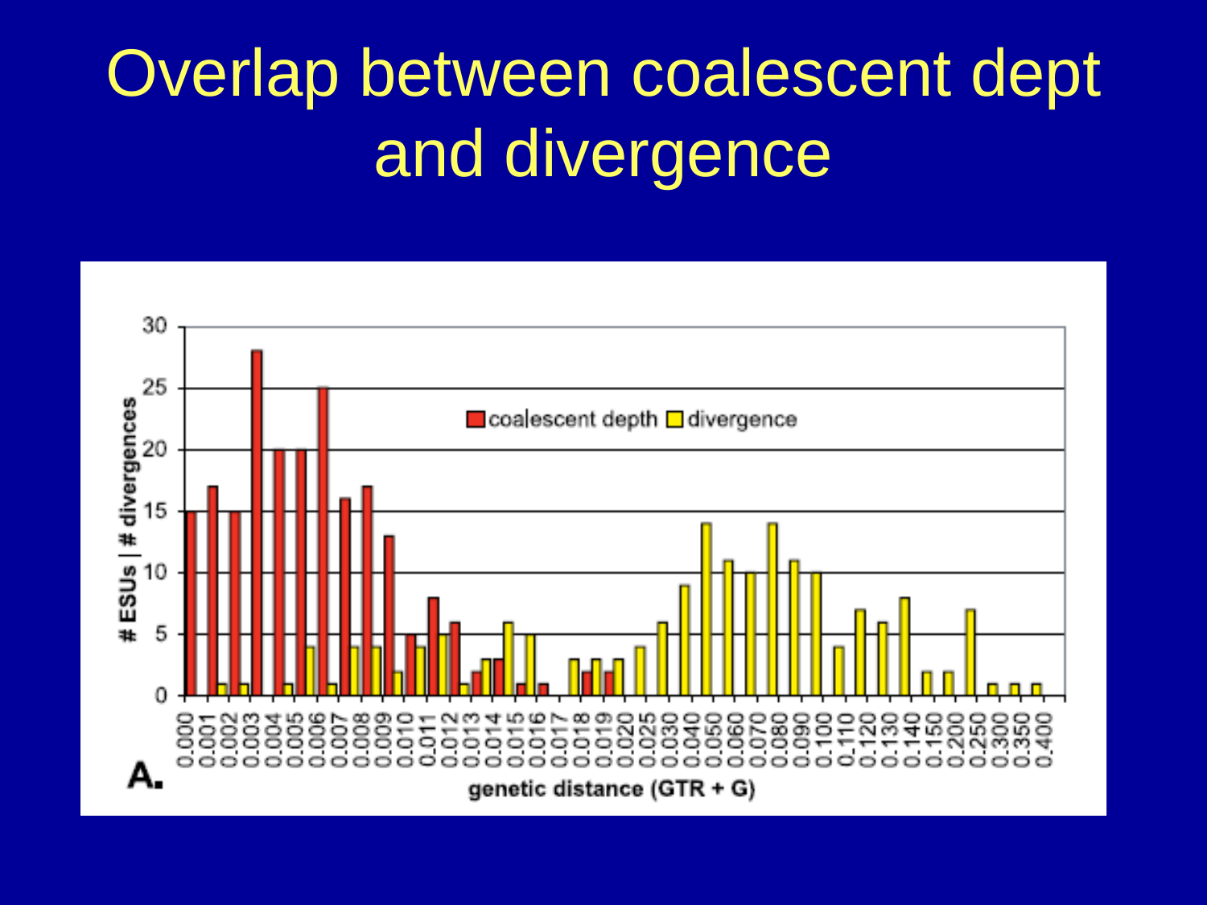# Overlap between coalescent dept and divergence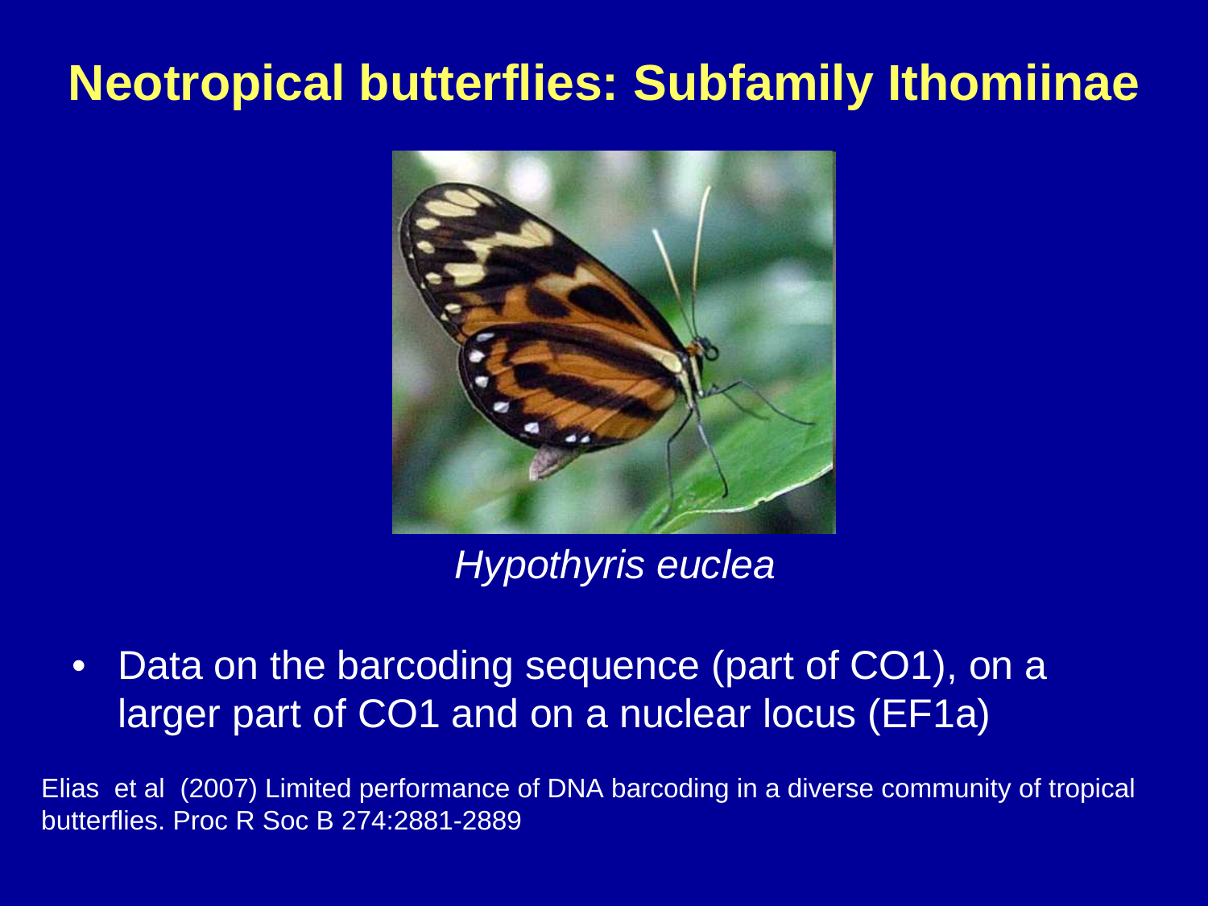# Neotropical butterflies: Subfamily Ithomiinae

*Hypothyris euclea*

- Data on the barcoding sequence (part of CO1), on a larger part of CO1 and on a nuclear locus (EF1a)

Elias et al (2007) Limited performance of DNA barcoding in a diverse community of tropical butterflies. Proc R Soc B 274:2881-2889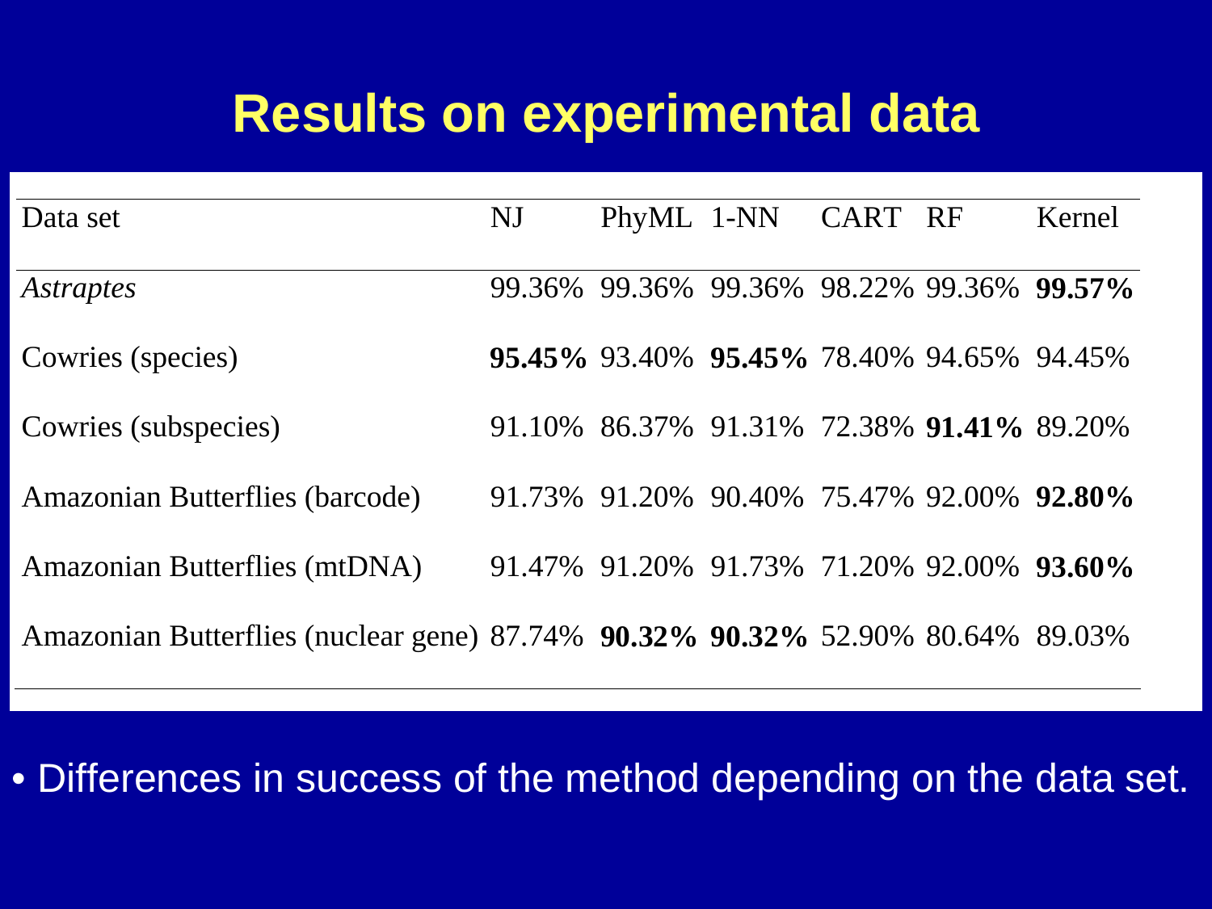# Results on experimental data

| Data set | NJ | PhyML | 1-NN | CART | RF | Kernel |
|---|---|---|---|---|---|---|
| *Astraptes* | 99.36% | 99.36% | 99.36% | 98.22% | 99.36% | **99.57%** |
| Cowries (species) | **95.45%** | 93.40% | **95.45%** | 78.40% | 94.65% | 94.45% |
| Cowries (subspecies) | 91.10% | 86.37% | 91.31% | 72.38% | **91.41%** | 89.20% |
| Amazonian Butterflies (barcode) | 91.73% | 91.20% | 90.40% | 75.47% | 92.00% | **92.80%** |
| Amazonian Butterflies (mtDNA) | 91.47% | 91.20% | 91.73% | 71.20% | 92.00% | **93.60%** |
| Amazonian Butterflies (nuclear gene) | 87.74% | **90.32%** | **90.32%** | 52.90% | 80.64% | 89.03% |

- Differences in success of the method depending on the data set.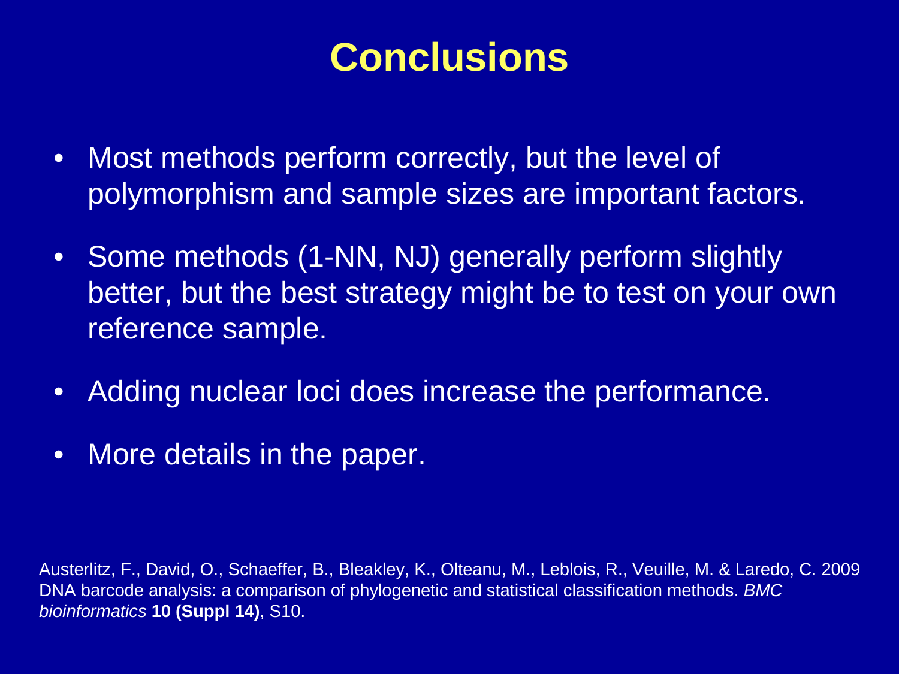# Conclusions

- Most methods perform correctly, but the level of polymorphism and sample sizes are important factors.
- Some methods (1-NN, NJ) generally perform slightly better, but the best strategy might be to test on your own reference sample.
- Adding nuclear loci does increase the performance.
- More details in the paper.

Austerlitz, F., David, O., Schaeffer, B., Bleakley, K., Olteanu, M., Leblois, R., Veuille, M. & Laredo, C. 2009 DNA barcode analysis: a comparison of phylogenetic and statistical classification methods. *BMC bioinformatics* **10 (Suppl 14)**, S10.